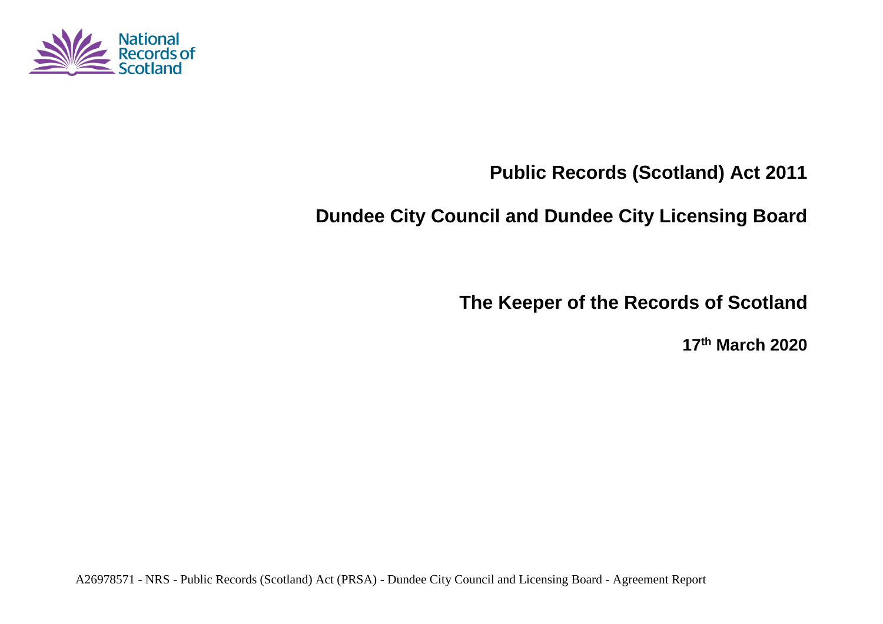National Records of Scotland

# Public Records (Scotland) Act 2011

# Dundee City Council and Dundee City Licensing Board

## The Keeper of the Records of Scotland

**17th March 2020**

A26978571 - NRS - Public Records (Scotland) Act (PRSA) - Dundee City Council and Licensing Board - Agreement Report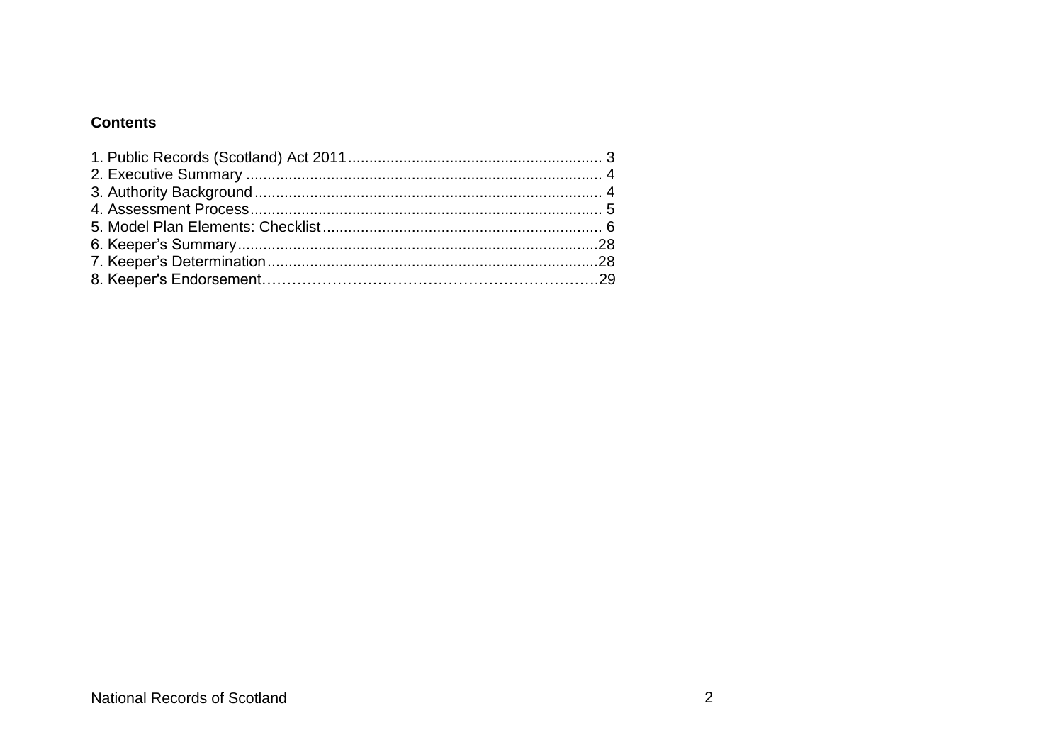**Contents**

1. Public Records (Scotland) Act 2011 ........................................................... 3
2. Executive Summary ................................................................................... 4
3. Authority Background ................................................................................ 4
4. Assessment Process................................................................................. 5
5. Model Plan Elements: Checklist ................................................................. 6
6. Keeper's Summary....................................................................................28
7. Keeper's Determination.............................................................................28
8. Keeper's Endorsement…………………………………………………………29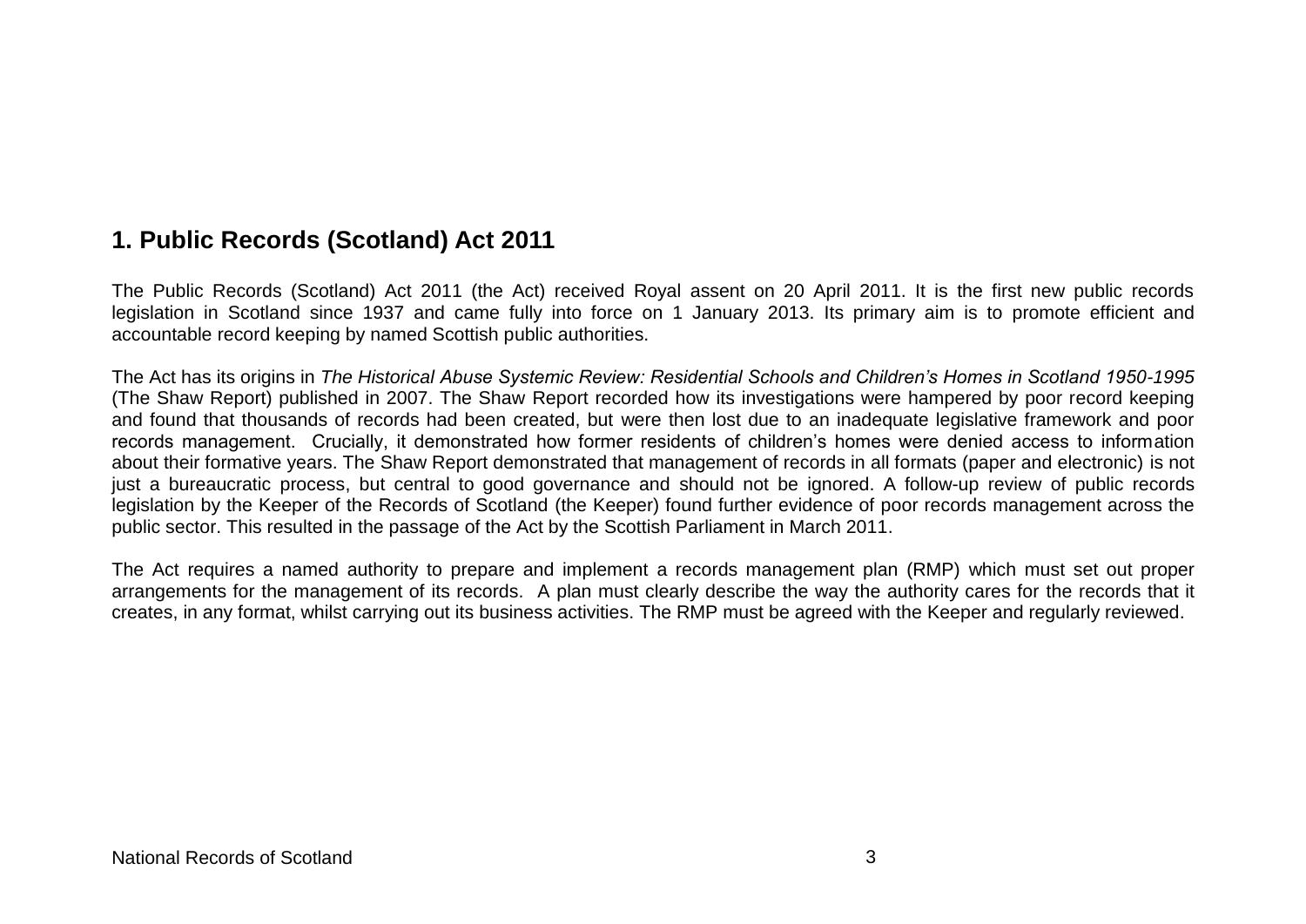## 1. Public Records (Scotland) Act 2011

The Public Records (Scotland) Act 2011 (the Act) received Royal assent on 20 April 2011. It is the first new public records legislation in Scotland since 1937 and came fully into force on 1 January 2013. Its primary aim is to promote efficient and accountable record keeping by named Scottish public authorities.

The Act has its origins in *The Historical Abuse Systemic Review: Residential Schools and Children's Homes in Scotland 1950-1995* (The Shaw Report) published in 2007. The Shaw Report recorded how its investigations were hampered by poor record keeping and found that thousands of records had been created, but were then lost due to an inadequate legislative framework and poor records management. Crucially, it demonstrated how former residents of children's homes were denied access to information about their formative years. The Shaw Report demonstrated that management of records in all formats (paper and electronic) is not just a bureaucratic process, but central to good governance and should not be ignored. A follow-up review of public records legislation by the Keeper of the Records of Scotland (the Keeper) found further evidence of poor records management across the public sector. This resulted in the passage of the Act by the Scottish Parliament in March 2011.

The Act requires a named authority to prepare and implement a records management plan (RMP) which must set out proper arrangements for the management of its records. A plan must clearly describe the way the authority cares for the records that it creates, in any format, whilst carrying out its business activities. The RMP must be agreed with the Keeper and regularly reviewed.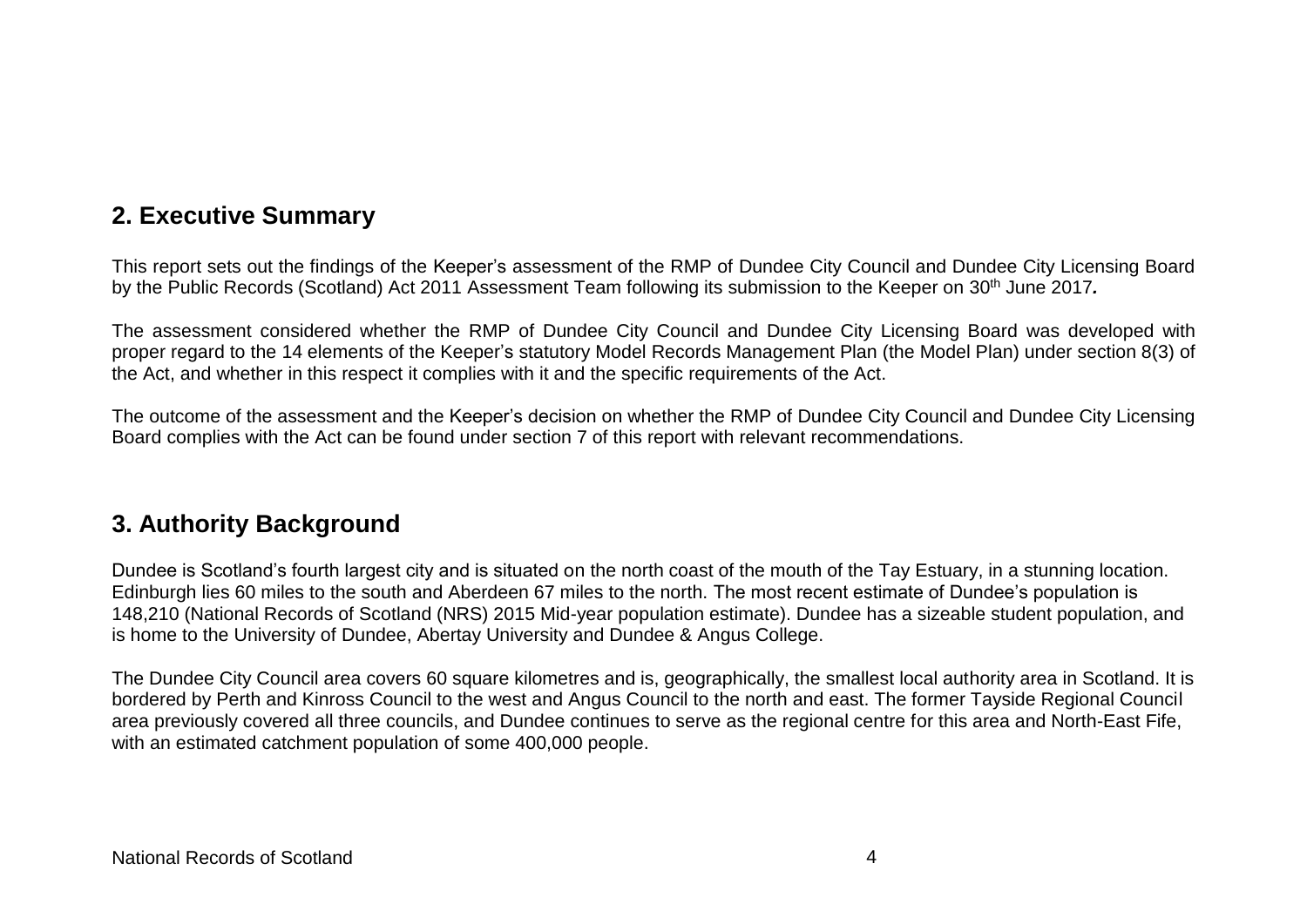## 2. Executive Summary

This report sets out the findings of the Keeper's assessment of the RMP of Dundee City Council and Dundee City Licensing Board by the Public Records (Scotland) Act 2011 Assessment Team following its submission to the Keeper on 30th June 2017***.***

The assessment considered whether the RMP of Dundee City Council and Dundee City Licensing Board was developed with proper regard to the 14 elements of the Keeper's statutory Model Records Management Plan (the Model Plan) under section 8(3) of the Act, and whether in this respect it complies with it and the specific requirements of the Act.

The outcome of the assessment and the Keeper's decision on whether the RMP of Dundee City Council and Dundee City Licensing Board complies with the Act can be found under section 7 of this report with relevant recommendations.

## 3. Authority Background

Dundee is Scotland's fourth largest city and is situated on the north coast of the mouth of the Tay Estuary, in a stunning location. Edinburgh lies 60 miles to the south and Aberdeen 67 miles to the north. The most recent estimate of Dundee's population is 148,210 (National Records of Scotland (NRS) 2015 Mid-year population estimate). Dundee has a sizeable student population, and is home to the University of Dundee, Abertay University and Dundee & Angus College.

The Dundee City Council area covers 60 square kilometres and is, geographically, the smallest local authority area in Scotland. It is bordered by Perth and Kinross Council to the west and Angus Council to the north and east. The former Tayside Regional Council area previously covered all three councils, and Dundee continues to serve as the regional centre for this area and North-East Fife, with an estimated catchment population of some 400,000 people.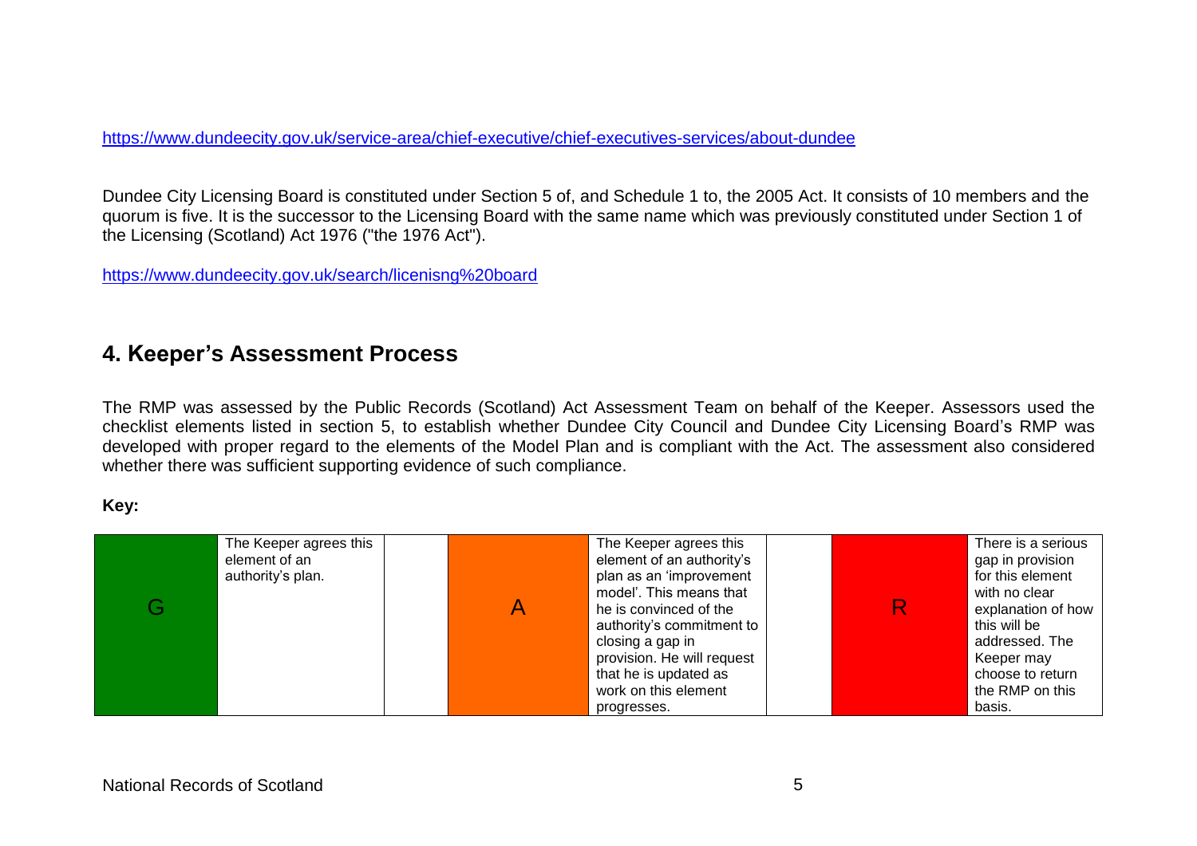https://www.dundeecity.gov.uk/service-area/chief-executive/chief-executives-services/about-dundee

Dundee City Licensing Board is constituted under Section 5 of, and Schedule 1 to, the 2005 Act. It consists of 10 members and the quorum is five. It is the successor to the Licensing Board with the same name which was previously constituted under Section 1 of the Licensing (Scotland) Act 1976 ("the 1976 Act").

https://www.dundeecity.gov.uk/search/licenisng%20board

## 4. Keeper's Assessment Process

The RMP was assessed by the Public Records (Scotland) Act Assessment Team on behalf of the Keeper. Assessors used the checklist elements listed in section 5, to establish whether Dundee City Council and Dundee City Licensing Board's RMP was developed with proper regard to the elements of the Model Plan and is compliant with the Act. The assessment also considered whether there was sufficient supporting evidence of such compliance.

**Key:**

| | | | | | | | |
|---|---|---|---|---|---|---|---|
| G | The Keeper agrees this element of an authority's plan. | | A | The Keeper agrees this element of an authority's plan as an 'improvement model'. This means that he is convinced of the authority's commitment to closing a gap in provision. He will request that he is updated as work on this element progresses. | | R | There is a serious gap in provision for this element with no clear explanation of how this will be addressed. The Keeper may choose to return the RMP on this basis. |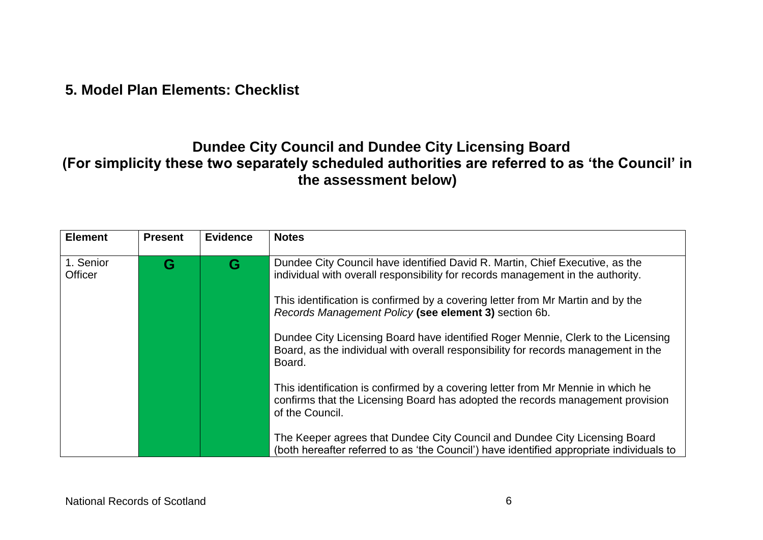## 5. Model Plan Elements: Checklist

## Dundee City Council and Dundee City Licensing Board (For simplicity these two separately scheduled authorities are referred to as 'the Council' in the assessment below)

| Element | Present | Evidence | Notes |
|---|---|---|---|
| 1. Senior Officer | G | G | Dundee City Council have identified David R. Martin, Chief Executive, as the individual with overall responsibility for records management in the authority.<br><br>This identification is confirmed by a covering letter from Mr Martin and by the *Records Management Policy* **(see element 3)** section 6b.<br><br>Dundee City Licensing Board have identified Roger Mennie, Clerk to the Licensing Board, as the individual with overall responsibility for records management in the Board.<br><br>This identification is confirmed by a covering letter from Mr Mennie in which he confirms that the Licensing Board has adopted the records management provision of the Council.<br><br>The Keeper agrees that Dundee City Council and Dundee City Licensing Board (both hereafter referred to as 'the Council') have identified appropriate individuals to |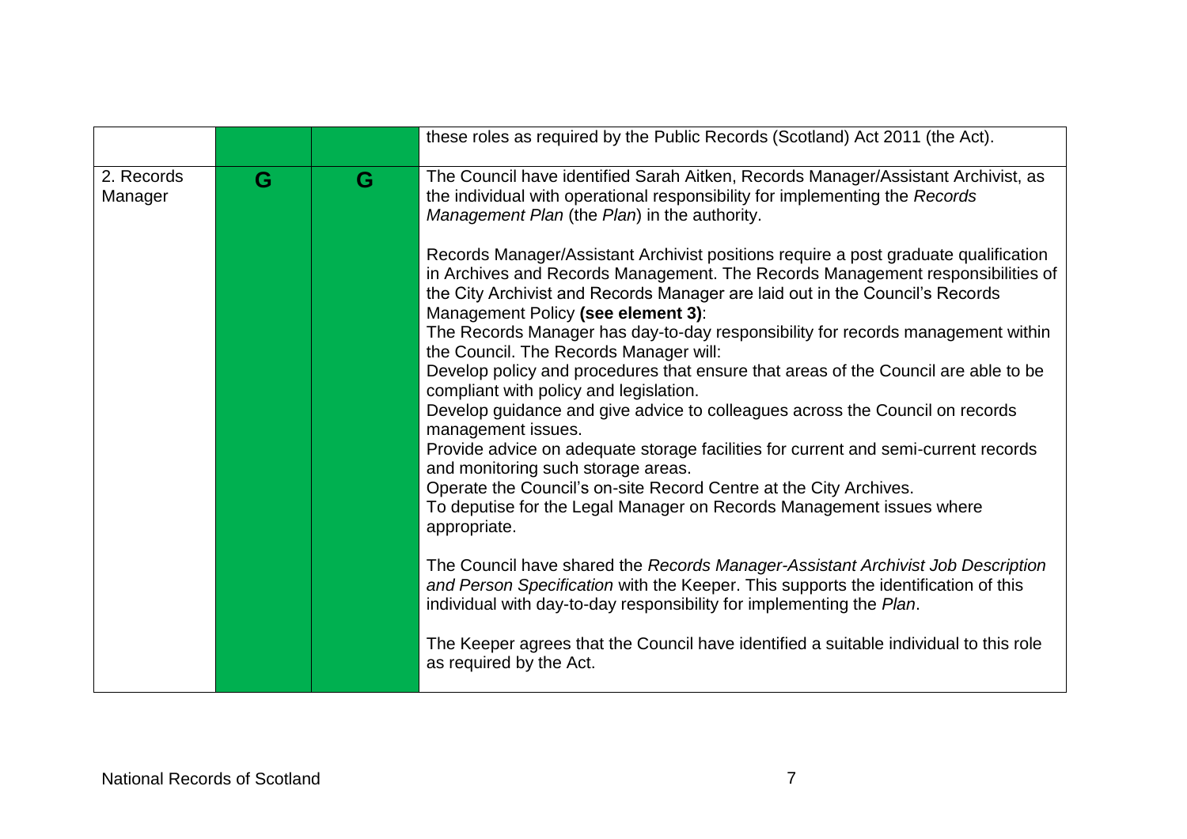| | | | |
|---|---|---|---|
| | | | these roles as required by the Public Records (Scotland) Act 2011 (the Act). |
| 2. Records Manager | G | G | The Council have identified Sarah Aitken, Records Manager/Assistant Archivist, as the individual with operational responsibility for implementing the *Records Management Plan* (the *Plan*) in the authority.<br><br>Records Manager/Assistant Archivist positions require a post graduate qualification in Archives and Records Management. The Records Management responsibilities of the City Archivist and Records Manager are laid out in the Council's Records Management Policy **(see element 3)**:<br>The Records Manager has day-to-day responsibility for records management within the Council. The Records Manager will:<br>Develop policy and procedures that ensure that areas of the Council are able to be compliant with policy and legislation.<br>Develop guidance and give advice to colleagues across the Council on records management issues.<br>Provide advice on adequate storage facilities for current and semi-current records and monitoring such storage areas.<br>Operate the Council's on-site Record Centre at the City Archives.<br>To deputise for the Legal Manager on Records Management issues where appropriate.<br><br>The Council have shared the *Records Manager-Assistant Archivist Job Description and Person Specification* with the Keeper. This supports the identification of this individual with day-to-day responsibility for implementing the *Plan*.<br><br>The Keeper agrees that the Council have identified a suitable individual to this role as required by the Act. |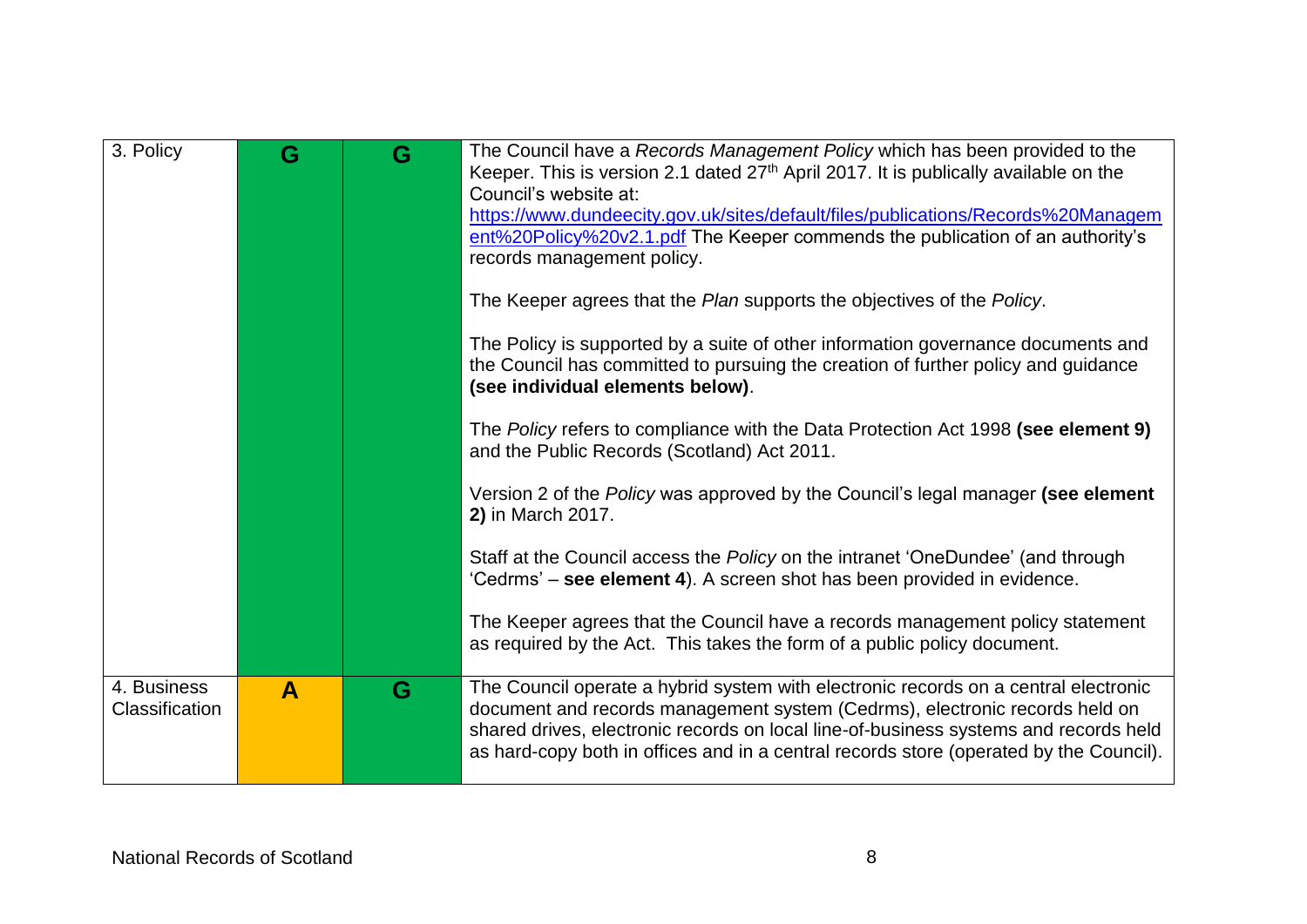| | | | |
|---|---|---|---|
| 3. Policy | G | G | The Council have a *Records Management Policy* which has been provided to the Keeper. This is version 2.1 dated 27th April 2017. It is publically available on the Council's website at: https://www.dundeecity.gov.uk/sites/default/files/publications/Records%20Management%20Policy%20v2.1.pdf The Keeper commends the publication of an authority's records management policy.<br><br>The Keeper agrees that the *Plan* supports the objectives of the *Policy*.<br><br>The Policy is supported by a suite of other information governance documents and the Council has committed to pursuing the creation of further policy and guidance **(see individual elements below)**.<br><br>The *Policy* refers to compliance with the Data Protection Act 1998 **(see element 9)** and the Public Records (Scotland) Act 2011.<br><br>Version 2 of the *Policy* was approved by the Council's legal manager **(see element 2)** in March 2017.<br><br>Staff at the Council access the *Policy* on the intranet 'OneDundee' (and through 'Cedrms' – **see element 4**). A screen shot has been provided in evidence.<br><br>The Keeper agrees that the Council have a records management policy statement as required by the Act. This takes the form of a public policy document. |
| 4. Business Classification | A | G | The Council operate a hybrid system with electronic records on a central electronic document and records management system (Cedrms), electronic records held on shared drives, electronic records on local line-of-business systems and records held as hard-copy both in offices and in a central records store (operated by the Council). |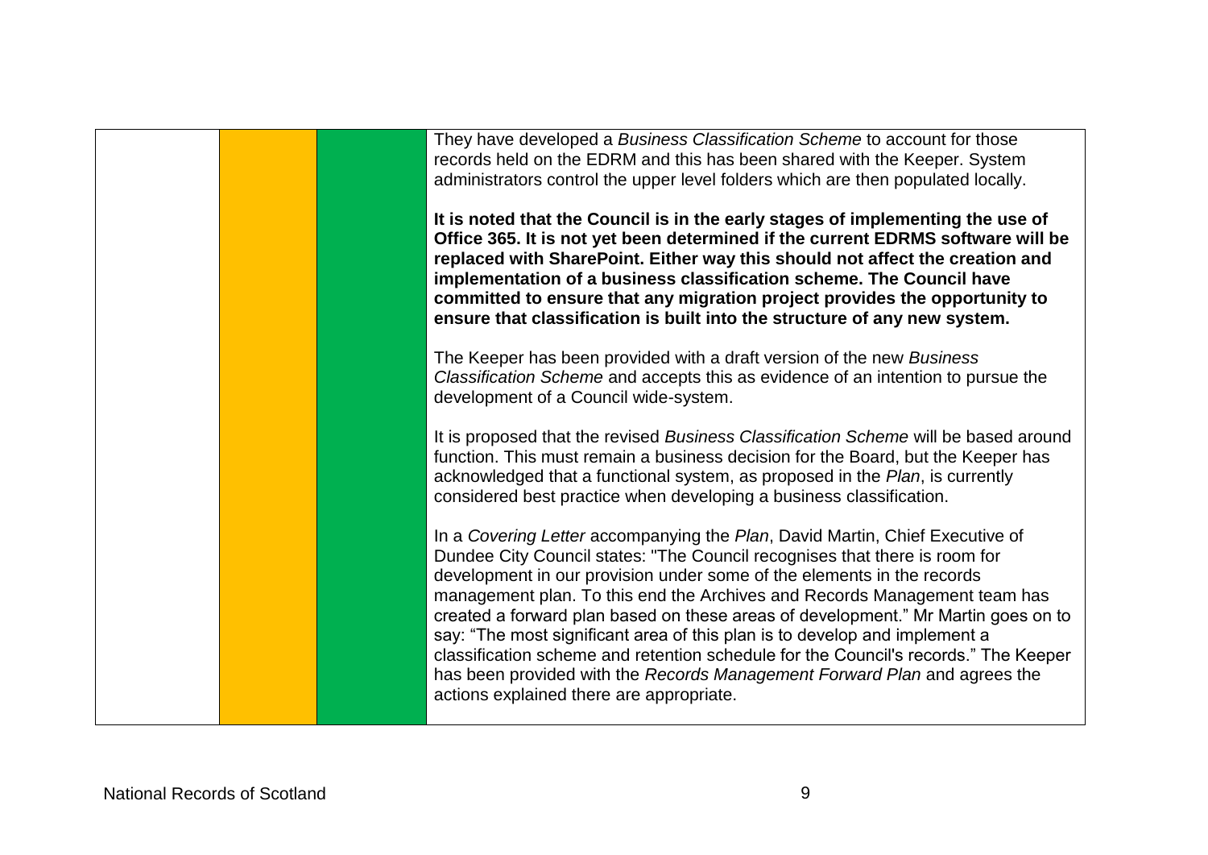| | | | |
|---|---|---|---|
| | | | They have developed a *Business Classification Scheme* to account for those records held on the EDRM and this has been shared with the Keeper. System administrators control the upper level folders which are then populated locally.<br><br>**It is noted that the Council is in the early stages of implementing the use of Office 365. It is not yet been determined if the current EDRMS software will be replaced with SharePoint. Either way this should not affect the creation and implementation of a business classification scheme. The Council have committed to ensure that any migration project provides the opportunity to ensure that classification is built into the structure of any new system.**<br><br>The Keeper has been provided with a draft version of the new *Business Classification Scheme* and accepts this as evidence of an intention to pursue the development of a Council wide-system.<br><br>It is proposed that the revised *Business Classification Scheme* will be based around function. This must remain a business decision for the Board, but the Keeper has acknowledged that a functional system, as proposed in the *Plan*, is currently considered best practice when developing a business classification.<br><br>In a *Covering Letter* accompanying the *Plan*, David Martin, Chief Executive of Dundee City Council states: "The Council recognises that there is room for development in our provision under some of the elements in the records management plan. To this end the Archives and Records Management team has created a forward plan based on these areas of development." Mr Martin goes on to say: "The most significant area of this plan is to develop and implement a classification scheme and retention schedule for the Council's records." The Keeper has been provided with the *Records Management Forward Plan* and agrees the actions explained there are appropriate. |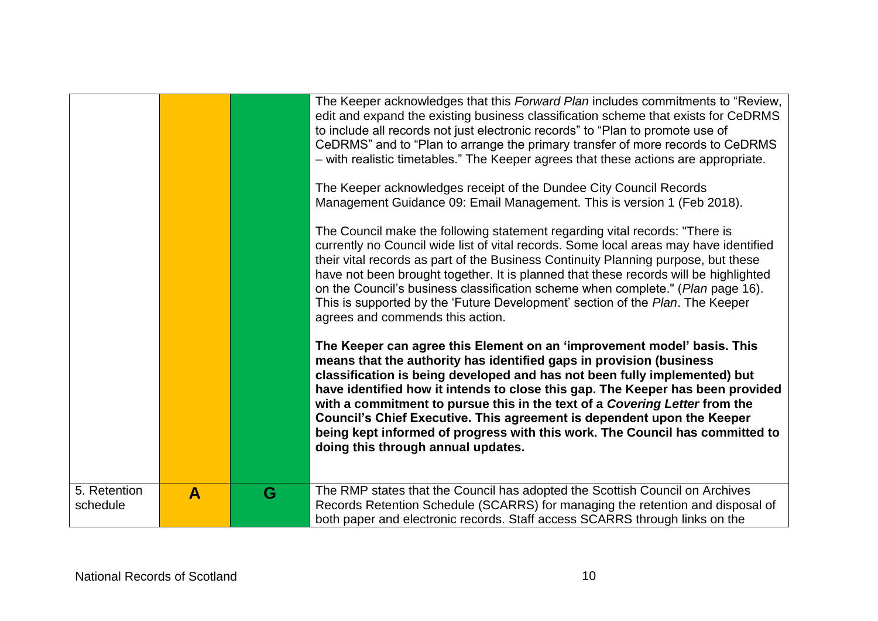| | | | |
|---|---|---|---|
| | | | The Keeper acknowledges that this *Forward Plan* includes commitments to "Review, edit and expand the existing business classification scheme that exists for CeDRMS to include all records not just electronic records" to "Plan to promote use of CeDRMS" and to "Plan to arrange the primary transfer of more records to CeDRMS – with realistic timetables." The Keeper agrees that these actions are appropriate.<br><br>The Keeper acknowledges receipt of the Dundee City Council Records Management Guidance 09: Email Management. This is version 1 (Feb 2018).<br><br>The Council make the following statement regarding vital records: "There is currently no Council wide list of vital records. Some local areas may have identified their vital records as part of the Business Continuity Planning purpose, but these have not been brought together. It is planned that these records will be highlighted on the Council's business classification scheme when complete." (*Plan* page 16). This is supported by the 'Future Development' section of the *Plan*. The Keeper agrees and commends this action.<br><br>**The Keeper can agree this Element on an 'improvement model' basis. This means that the authority has identified gaps in provision (business classification is being developed and has not been fully implemented) but have identified how it intends to close this gap. The Keeper has been provided with a commitment to pursue this in the text of a *Covering Letter* from the Council's Chief Executive. This agreement is dependent upon the Keeper being kept informed of progress with this work. The Council has committed to doing this through annual updates.** |
| 5. Retention schedule | **A** | **G** | The RMP states that the Council has adopted the Scottish Council on Archives Records Retention Schedule (SCARRS) for managing the retention and disposal of both paper and electronic records. Staff access SCARRS through links on the |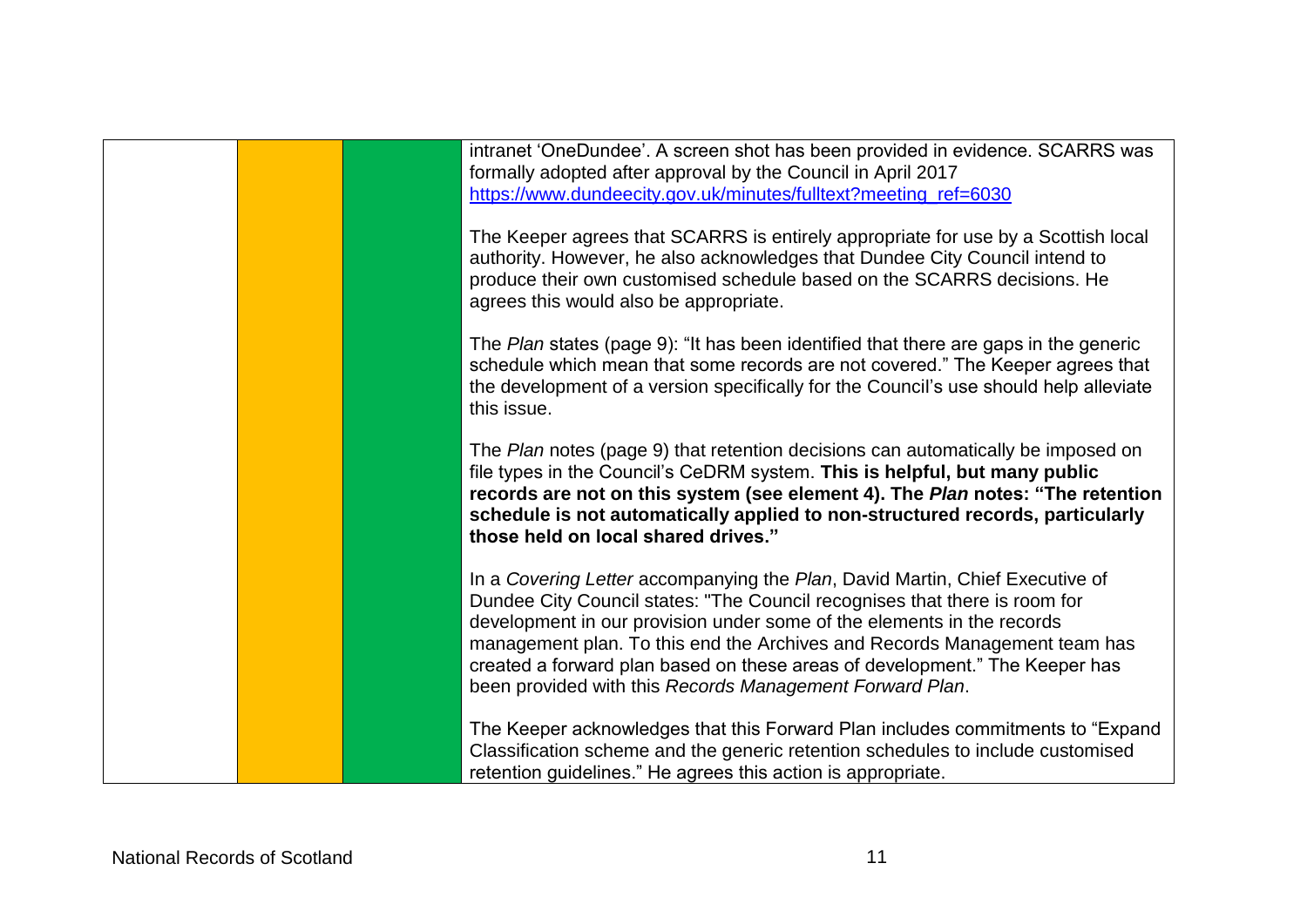| | | | |
|---|---|---|---|
| | | | intranet 'OneDundee'. A screen shot has been provided in evidence. SCARRS was formally adopted after approval by the Council in April 2017 https://www.dundeecity.gov.uk/minutes/fulltext?meeting_ref=6030<br><br>The Keeper agrees that SCARRS is entirely appropriate for use by a Scottish local authority. However, he also acknowledges that Dundee City Council intend to produce their own customised schedule based on the SCARRS decisions. He agrees this would also be appropriate.<br><br>The *Plan* states (page 9): "It has been identified that there are gaps in the generic schedule which mean that some records are not covered." The Keeper agrees that the development of a version specifically for the Council's use should help alleviate this issue.<br><br>The *Plan* notes (page 9) that retention decisions can automatically be imposed on file types in the Council's CeDRM system. **This is helpful, but many public records are not on this system (see element 4). The *Plan* notes: "The retention schedule is not automatically applied to non-structured records, particularly those held on local shared drives."**<br><br>In a *Covering Letter* accompanying the *Plan*, David Martin, Chief Executive of Dundee City Council states: "The Council recognises that there is room for development in our provision under some of the elements in the records management plan. To this end the Archives and Records Management team has created a forward plan based on these areas of development." The Keeper has been provided with this *Records Management Forward Plan*.<br><br>The Keeper acknowledges that this Forward Plan includes commitments to "Expand Classification scheme and the generic retention schedules to include customised retention guidelines." He agrees this action is appropriate. |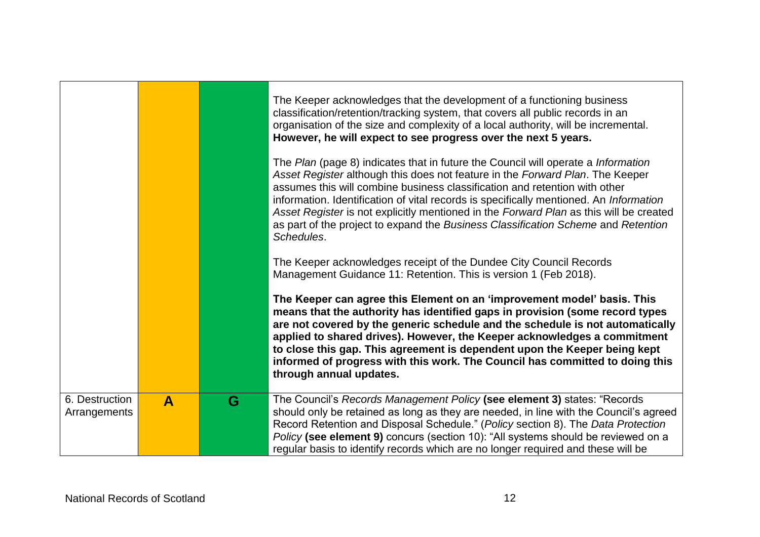| | | | |
|---|---|---|---|
| | | | The Keeper acknowledges that the development of a functioning business classification/retention/tracking system, that covers all public records in an organisation of the size and complexity of a local authority, will be incremental. **However, he will expect to see progress over the next 5 years.**<br><br>The *Plan* (page 8) indicates that in future the Council will operate a *Information Asset Register* although this does not feature in the *Forward Plan*. The Keeper assumes this will combine business classification and retention with other information. Identification of vital records is specifically mentioned. An *Information Asset Register* is not explicitly mentioned in the *Forward Plan* as this will be created as part of the project to expand the *Business Classification Scheme* and *Retention Schedules*.<br><br>The Keeper acknowledges receipt of the Dundee City Council Records Management Guidance 11: Retention. This is version 1 (Feb 2018).<br><br>**The Keeper can agree this Element on an 'improvement model' basis. This means that the authority has identified gaps in provision (some record types are not covered by the generic schedule and the schedule is not automatically applied to shared drives). However, the Keeper acknowledges a commitment to close this gap. This agreement is dependent upon the Keeper being kept informed of progress with this work. The Council has committed to doing this through annual updates.** |
| 6. Destruction Arrangements | **A** | **G** | The Council's *Records Management Policy* **(see element 3)** states: "Records should only be retained as long as they are needed, in line with the Council's agreed Record Retention and Disposal Schedule." (*Policy* section 8). The *Data Protection Policy* **(see element 9)** concurs (section 10): "All systems should be reviewed on a regular basis to identify records which are no longer required and these will be |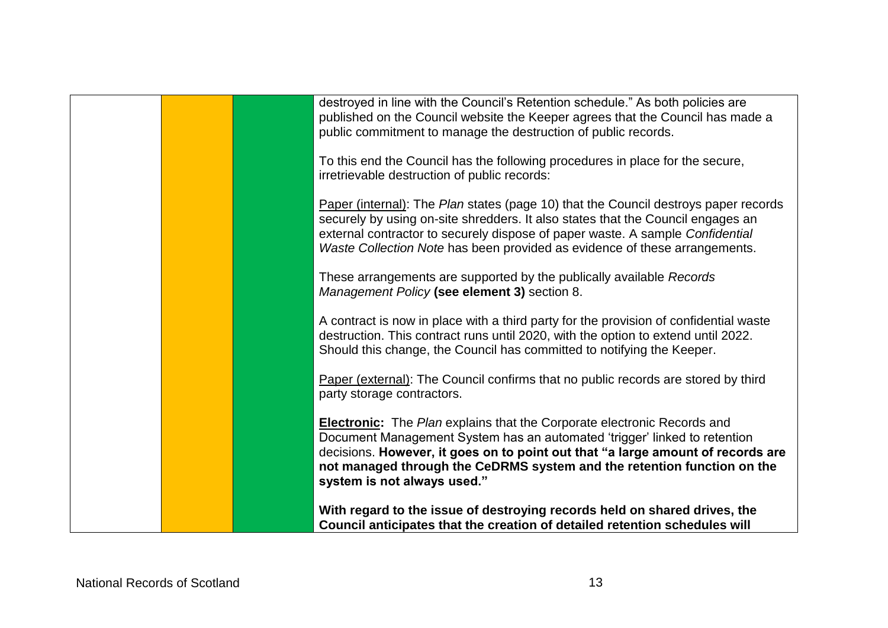| | | | |
|---|---|---|---|
| | | | destroyed in line with the Council's Retention schedule." As both policies are published on the Council website the Keeper agrees that the Council has made a public commitment to manage the destruction of public records.<br><br>To this end the Council has the following procedures in place for the secure, irretrievable destruction of public records:<br><br>Paper (internal): The *Plan* states (page 10) that the Council destroys paper records securely by using on-site shredders. It also states that the Council engages an external contractor to securely dispose of paper waste. A sample *Confidential Waste Collection Note* has been provided as evidence of these arrangements.<br><br>These arrangements are supported by the publically available *Records Management Policy* **(see element 3)** section 8.<br><br>A contract is now in place with a third party for the provision of confidential waste destruction. This contract runs until 2020, with the option to extend until 2022. Should this change, the Council has committed to notifying the Keeper.<br><br>Paper (external): The Council confirms that no public records are stored by third party storage contractors.<br><br>**Electronic:** The *Plan* explains that the Corporate electronic Records and Document Management System has an automated 'trigger' linked to retention decisions. **However, it goes on to point out that "a large amount of records are not managed through the CeDRMS system and the retention function on the system is not always used."**<br><br>**With regard to the issue of destroying records held on shared drives, the Council anticipates that the creation of detailed retention schedules will** |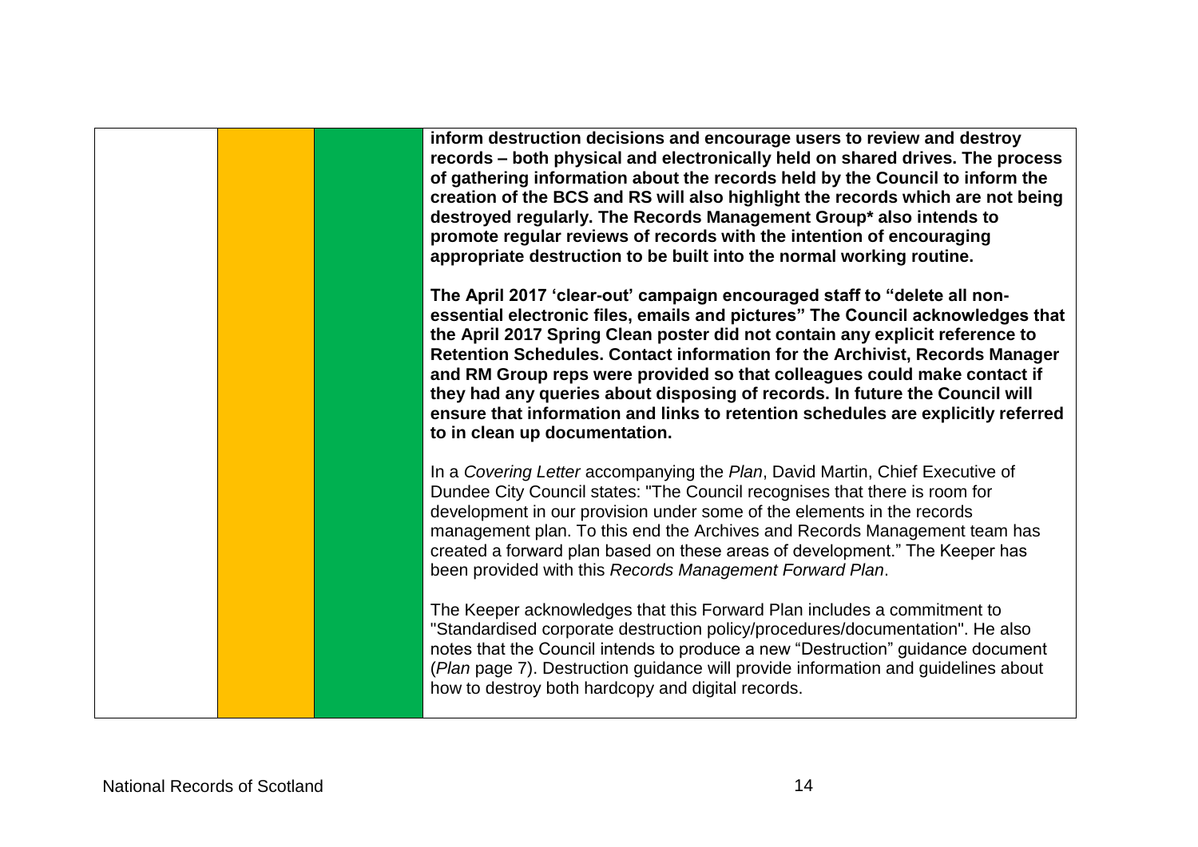| | | | |
|---|---|---|---|
| | | | **inform destruction decisions and encourage users to review and destroy records – both physical and electronically held on shared drives. The process of gathering information about the records held by the Council to inform the creation of the BCS and RS will also highlight the records which are not being destroyed regularly. The Records Management Group* also intends to promote regular reviews of records with the intention of encouraging appropriate destruction to be built into the normal working routine.**<br><br>**The April 2017 'clear-out' campaign encouraged staff to "delete all non-essential electronic files, emails and pictures" The Council acknowledges that the April 2017 Spring Clean poster did not contain any explicit reference to Retention Schedules. Contact information for the Archivist, Records Manager and RM Group reps were provided so that colleagues could make contact if they had any queries about disposing of records. In future the Council will ensure that information and links to retention schedules are explicitly referred to in clean up documentation.**<br><br>In a *Covering Letter* accompanying the *Plan*, David Martin, Chief Executive of Dundee City Council states: "The Council recognises that there is room for development in our provision under some of the elements in the records management plan. To this end the Archives and Records Management team has created a forward plan based on these areas of development." The Keeper has been provided with this *Records Management Forward Plan*.<br><br>The Keeper acknowledges that this Forward Plan includes a commitment to "Standardised corporate destruction policy/procedures/documentation". He also notes that the Council intends to produce a new "Destruction" guidance document (*Plan* page 7). Destruction guidance will provide information and guidelines about how to destroy both hardcopy and digital records. |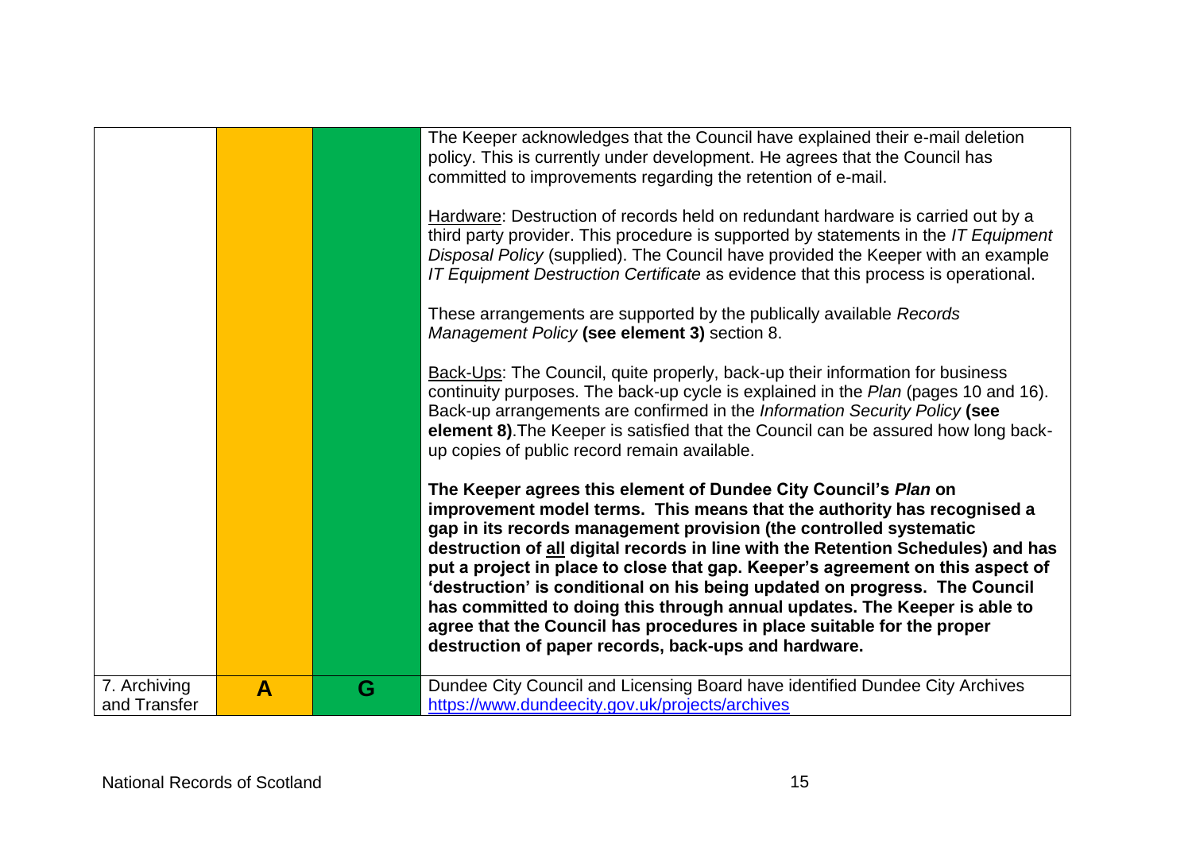| | | | |
|---|---|---|---|
| | | | The Keeper acknowledges that the Council have explained their e-mail deletion policy. This is currently under development. He agrees that the Council has committed to improvements regarding the retention of e-mail.<br><br>Hardware: Destruction of records held on redundant hardware is carried out by a third party provider. This procedure is supported by statements in the *IT Equipment Disposal Policy* (supplied). The Council have provided the Keeper with an example *IT Equipment Destruction Certificate* as evidence that this process is operational.<br><br>These arrangements are supported by the publically available *Records Management Policy* **(see element 3)** section 8.<br><br>Back-Ups: The Council, quite properly, back-up their information for business continuity purposes. The back-up cycle is explained in the *Plan* (pages 10 and 16). Back-up arrangements are confirmed in the *Information Security Policy* **(see element 8)**.The Keeper is satisfied that the Council can be assured how long back-up copies of public record remain available.<br><br>**The Keeper agrees this element of Dundee City Council's *Plan* on improvement model terms. This means that the authority has recognised a gap in its records management provision (the controlled systematic destruction of all digital records in line with the Retention Schedules) and has put a project in place to close that gap. Keeper's agreement on this aspect of 'destruction' is conditional on his being updated on progress. The Council has committed to doing this through annual updates. The Keeper is able to agree that the Council has procedures in place suitable for the proper destruction of paper records, back-ups and hardware.** |
| 7. Archiving and Transfer | **A** | **G** | Dundee City Council and Licensing Board have identified Dundee City Archives https://www.dundeecity.gov.uk/projects/archives |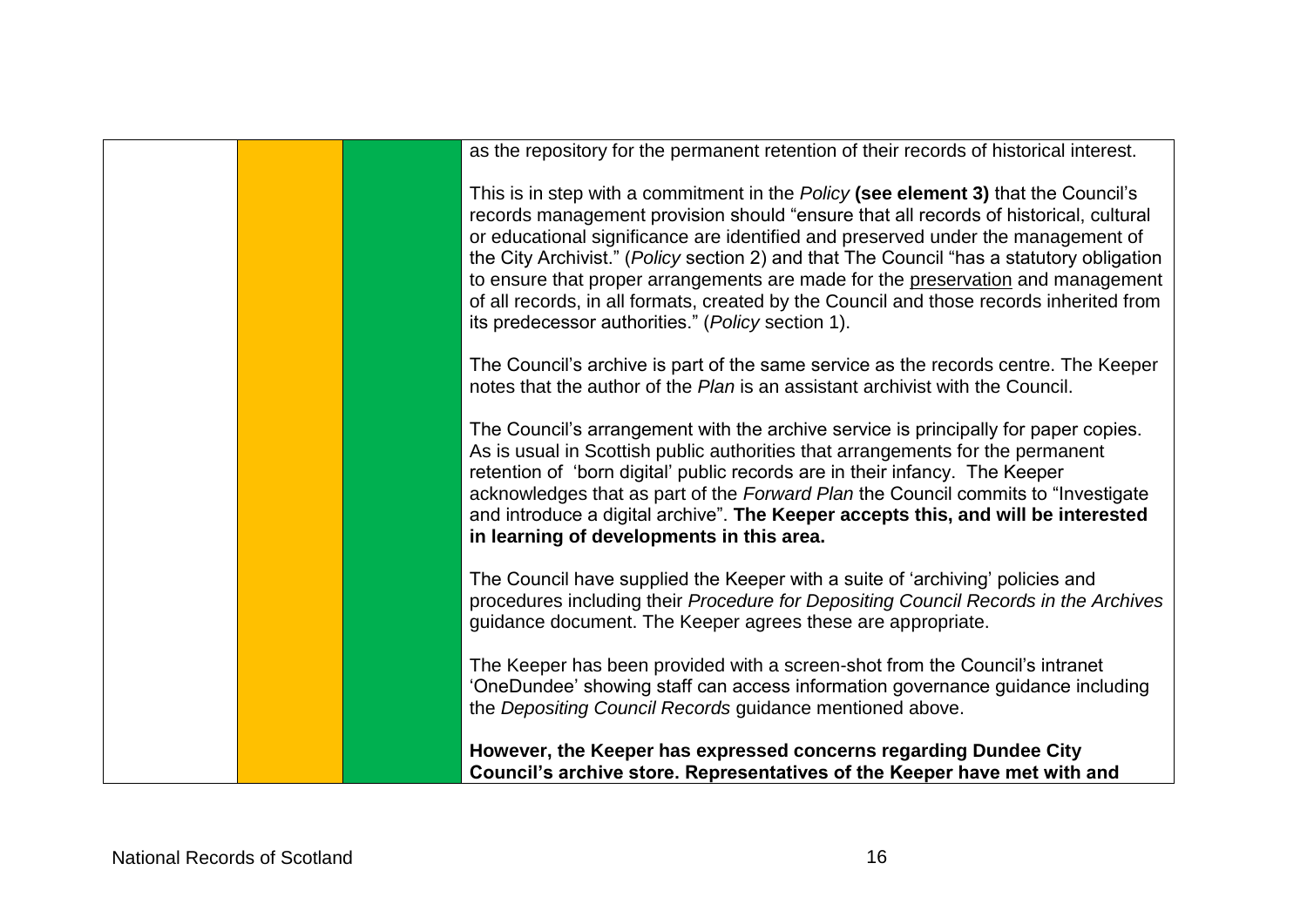| | | | |
|---|---|---|---|
| | | | as the repository for the permanent retention of their records of historical interest.<br><br>This is in step with a commitment in the *Policy* **(see element 3)** that the Council's records management provision should "ensure that all records of historical, cultural or educational significance are identified and preserved under the management of the City Archivist." (*Policy* section 2) and that The Council "has a statutory obligation to ensure that proper arrangements are made for the preservation and management of all records, in all formats, created by the Council and those records inherited from its predecessor authorities." (*Policy* section 1).<br><br>The Council's archive is part of the same service as the records centre. The Keeper notes that the author of the *Plan* is an assistant archivist with the Council.<br><br>The Council's arrangement with the archive service is principally for paper copies. As is usual in Scottish public authorities that arrangements for the permanent retention of 'born digital' public records are in their infancy. The Keeper acknowledges that as part of the *Forward Plan* the Council commits to "Investigate and introduce a digital archive". **The Keeper accepts this, and will be interested in learning of developments in this area.**<br><br>The Council have supplied the Keeper with a suite of 'archiving' policies and procedures including their *Procedure for Depositing Council Records in the Archives* guidance document. The Keeper agrees these are appropriate.<br><br>The Keeper has been provided with a screen-shot from the Council's intranet 'OneDundee' showing staff can access information governance guidance including the *Depositing Council Records* guidance mentioned above.<br><br>**However, the Keeper has expressed concerns regarding Dundee City Council's archive store. Representatives of the Keeper have met with and** |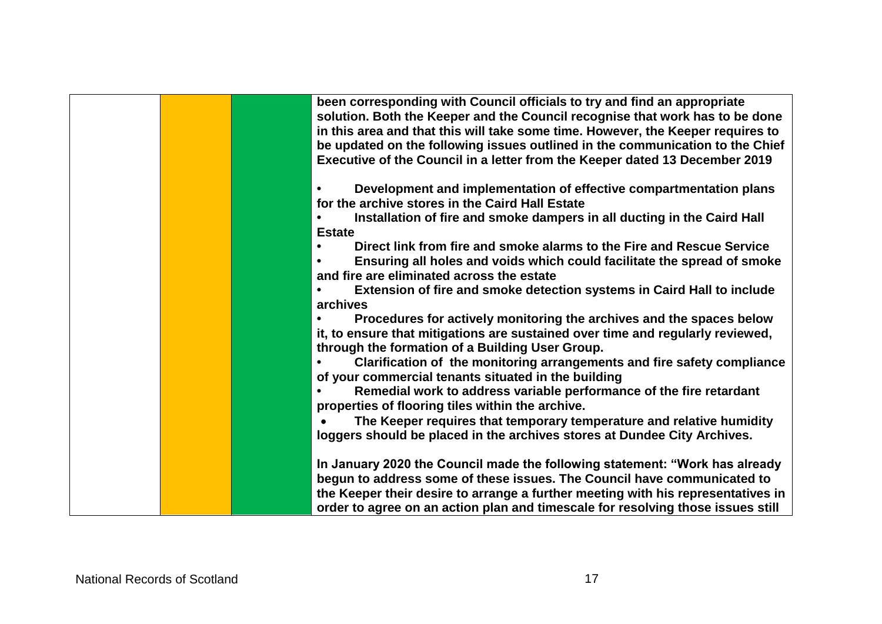| | | | |
|---|---|---|---|
| | | | **been corresponding with Council officials to try and find an appropriate solution. Both the Keeper and the Council recognise that work has to be done in this area and that this will take some time. However, the Keeper requires to be updated on the following issues outlined in the communication to the Chief Executive of the Council in a letter from the Keeper dated 13 December 2019**<br><br>• **Development and implementation of effective compartmentation plans for the archive stores in the Caird Hall Estate**<br>• **Installation of fire and smoke dampers in all ducting in the Caird Hall Estate**<br>• **Direct link from fire and smoke alarms to the Fire and Rescue Service**<br>• **Ensuring all holes and voids which could facilitate the spread of smoke and fire are eliminated across the estate**<br>• **Extension of fire and smoke detection systems in Caird Hall to include archives**<br>• **Procedures for actively monitoring the archives and the spaces below it, to ensure that mitigations are sustained over time and regularly reviewed, through the formation of a Building User Group.**<br>• **Clarification of the monitoring arrangements and fire safety compliance of your commercial tenants situated in the building**<br>• **Remedial work to address variable performance of the fire retardant properties of flooring tiles within the archive.**<br>• **The Keeper requires that temporary temperature and relative humidity loggers should be placed in the archives stores at Dundee City Archives.**<br><br>**In January 2020 the Council made the following statement: "Work has already begun to address some of these issues. The Council have communicated to the Keeper their desire to arrange a further meeting with his representatives in order to agree on an action plan and timescale for resolving those issues still** |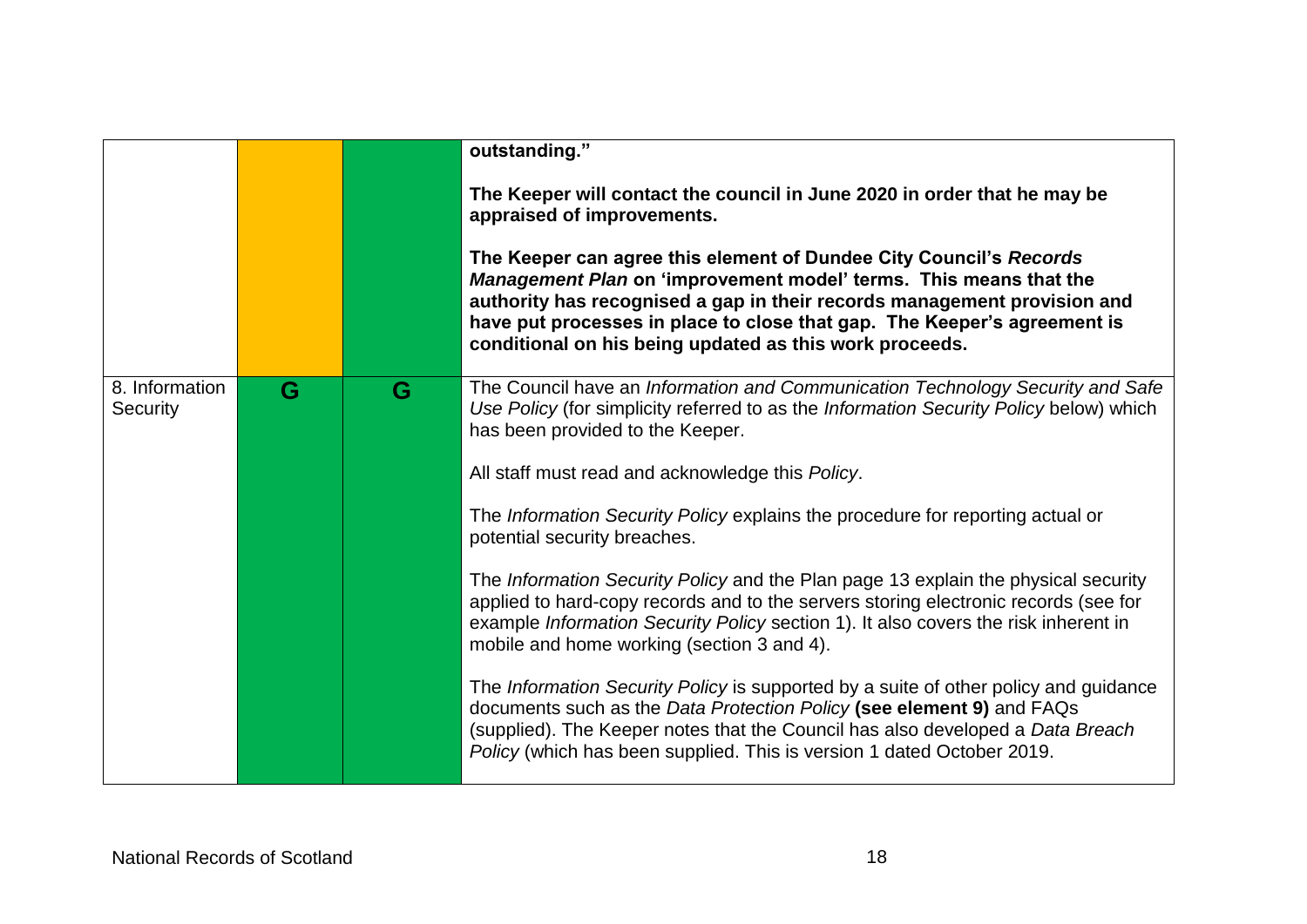| | | | |
|---|---|---|---|
| | | | **outstanding."**<br><br>**The Keeper will contact the council in June 2020 in order that he may be appraised of improvements.**<br><br>**The Keeper can agree this element of Dundee City Council's *Records Management Plan* on 'improvement model' terms. This means that the authority has recognised a gap in their records management provision and have put processes in place to close that gap. The Keeper's agreement is conditional on his being updated as this work proceeds.** |
| 8. Information Security | G | G | The Council have an *Information and Communication Technology Security and Safe Use Policy* (for simplicity referred to as the *Information Security Policy* below) which has been provided to the Keeper.<br><br>All staff must read and acknowledge this *Policy*.<br><br>The *Information Security Policy* explains the procedure for reporting actual or potential security breaches.<br><br>The *Information Security Policy* and the Plan page 13 explain the physical security applied to hard-copy records and to the servers storing electronic records (see for example *Information Security Policy* section 1). It also covers the risk inherent in mobile and home working (section 3 and 4).<br><br>The *Information Security Policy* is supported by a suite of other policy and guidance documents such as the *Data Protection Policy* **(see element 9)** and FAQs (supplied). The Keeper notes that the Council has also developed a *Data Breach Policy* (which has been supplied. This is version 1 dated October 2019. |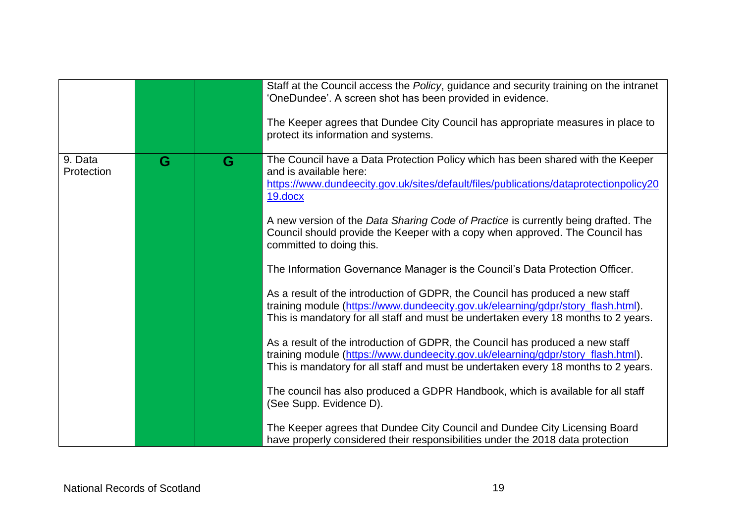| | | | |
|---|---|---|---|
| | | | Staff at the Council access the *Policy*, guidance and security training on the intranet 'OneDundee'. A screen shot has been provided in evidence.<br><br>The Keeper agrees that Dundee City Council has appropriate measures in place to protect its information and systems. |
| 9. Data Protection | **G** | **G** | The Council have a Data Protection Policy which has been shared with the Keeper and is available here: [https://www.dundeecity.gov.uk/sites/default/files/publications/dataprotectionpolicy2019.docx](https://www.dundeecity.gov.uk/sites/default/files/publications/dataprotectionpolicy2019.docx)<br><br>A new version of the *Data Sharing Code of Practice* is currently being drafted. The Council should provide the Keeper with a copy when approved. The Council has committed to doing this.<br><br>The Information Governance Manager is the Council's Data Protection Officer.<br><br>As a result of the introduction of GDPR, the Council has produced a new staff training module ([https://www.dundeecity.gov.uk/elearning/gdpr/story_flash.html](https://www.dundeecity.gov.uk/elearning/gdpr/story_flash.html)). This is mandatory for all staff and must be undertaken every 18 months to 2 years.<br><br>As a result of the introduction of GDPR, the Council has produced a new staff training module ([https://www.dundeecity.gov.uk/elearning/gdpr/story_flash.html](https://www.dundeecity.gov.uk/elearning/gdpr/story_flash.html)). This is mandatory for all staff and must be undertaken every 18 months to 2 years.<br><br>The council has also produced a GDPR Handbook, which is available for all staff (See Supp. Evidence D).<br><br>The Keeper agrees that Dundee City Council and Dundee City Licensing Board have properly considered their responsibilities under the 2018 data protection |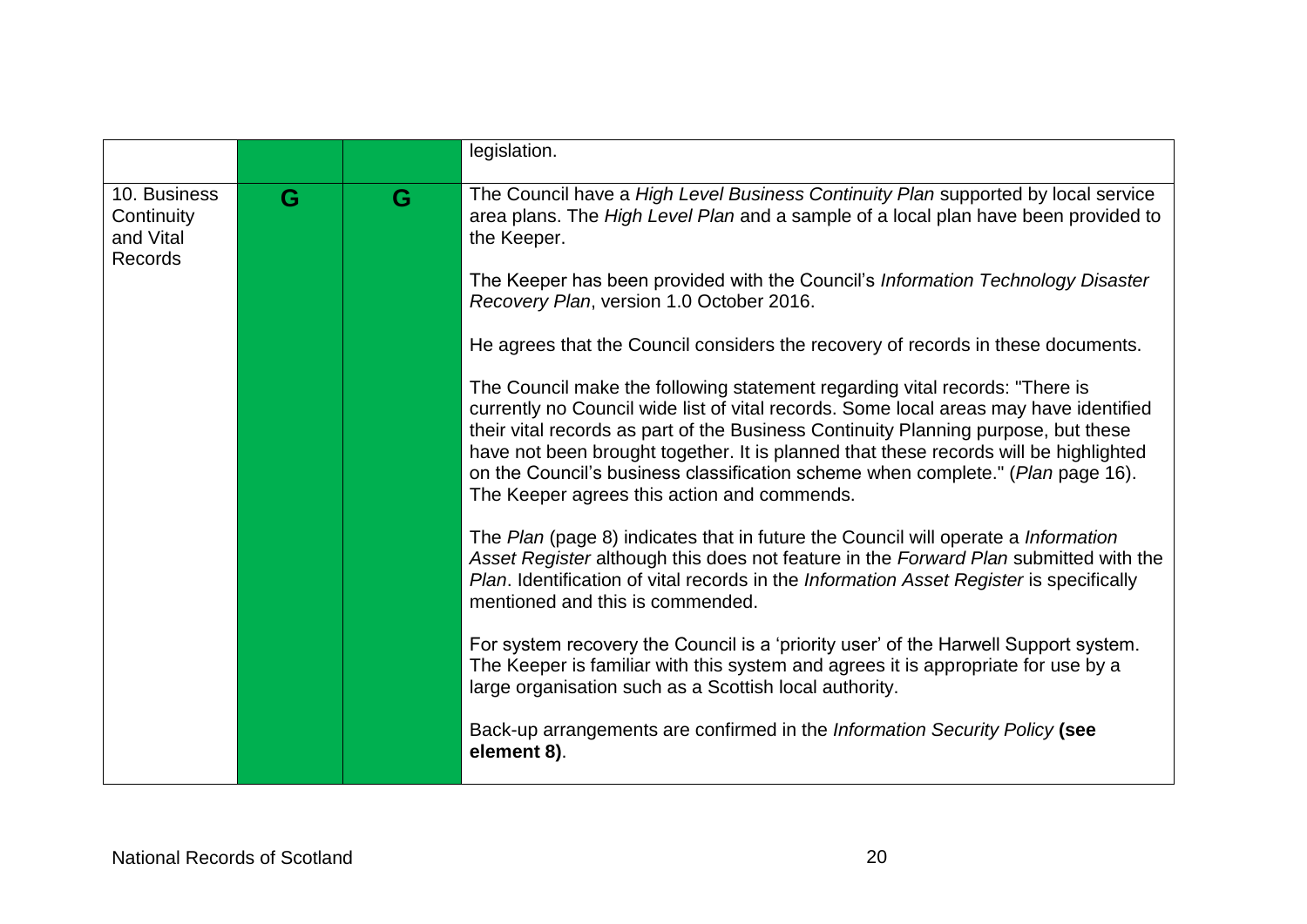| | | | |
|---|---|---|---|
| | | | legislation. |
| 10. Business Continuity and Vital Records | G | G | The Council have a *High Level Business Continuity Plan* supported by local service area plans. The *High Level Plan* and a sample of a local plan have been provided to the Keeper.<br><br>The Keeper has been provided with the Council's *Information Technology Disaster Recovery Plan*, version 1.0 October 2016.<br><br>He agrees that the Council considers the recovery of records in these documents.<br><br>The Council make the following statement regarding vital records: "There is currently no Council wide list of vital records. Some local areas may have identified their vital records as part of the Business Continuity Planning purpose, but these have not been brought together. It is planned that these records will be highlighted on the Council's business classification scheme when complete." (*Plan* page 16). The Keeper agrees this action and commends.<br><br>The *Plan* (page 8) indicates that in future the Council will operate a *Information Asset Register* although this does not feature in the *Forward Plan* submitted with the *Plan*. Identification of vital records in the *Information Asset Register* is specifically mentioned and this is commended.<br><br>For system recovery the Council is a 'priority user' of the Harwell Support system. The Keeper is familiar with this system and agrees it is appropriate for use by a large organisation such as a Scottish local authority.<br><br>Back-up arrangements are confirmed in the *Information Security Policy* **(see element 8)**. |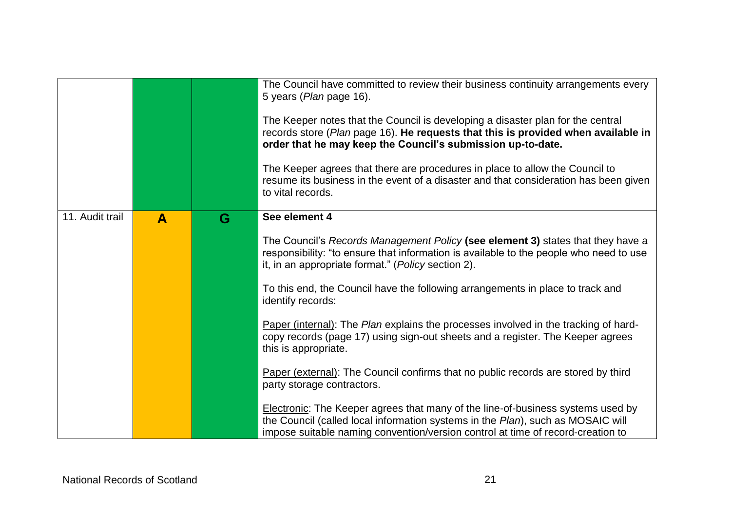| | | | |
|---|---|---|---|
| | | | The Council have committed to review their business continuity arrangements every 5 years (*Plan* page 16).<br><br>The Keeper notes that the Council is developing a disaster plan for the central records store (*Plan* page 16). **He requests that this is provided when available in order that he may keep the Council's submission up-to-date.**<br><br>The Keeper agrees that there are procedures in place to allow the Council to resume its business in the event of a disaster and that consideration has been given to vital records. |
| 11. Audit trail | **A** | **G** | **See element 4**<br><br>The Council's *Records Management Policy* **(see element 3)** states that they have a responsibility: "to ensure that information is available to the people who need to use it, in an appropriate format." (*Policy* section 2).<br><br>To this end, the Council have the following arrangements in place to track and identify records:<br><br><u>Paper (internal)</u>: The *Plan* explains the processes involved in the tracking of hard-copy records (page 17) using sign-out sheets and a register. The Keeper agrees this is appropriate.<br><br><u>Paper (external)</u>: The Council confirms that no public records are stored by third party storage contractors.<br><br><u>Electronic</u>: The Keeper agrees that many of the line-of-business systems used by the Council (called local information systems in the *Plan*), such as MOSAIC will impose suitable naming convention/version control at time of record-creation to |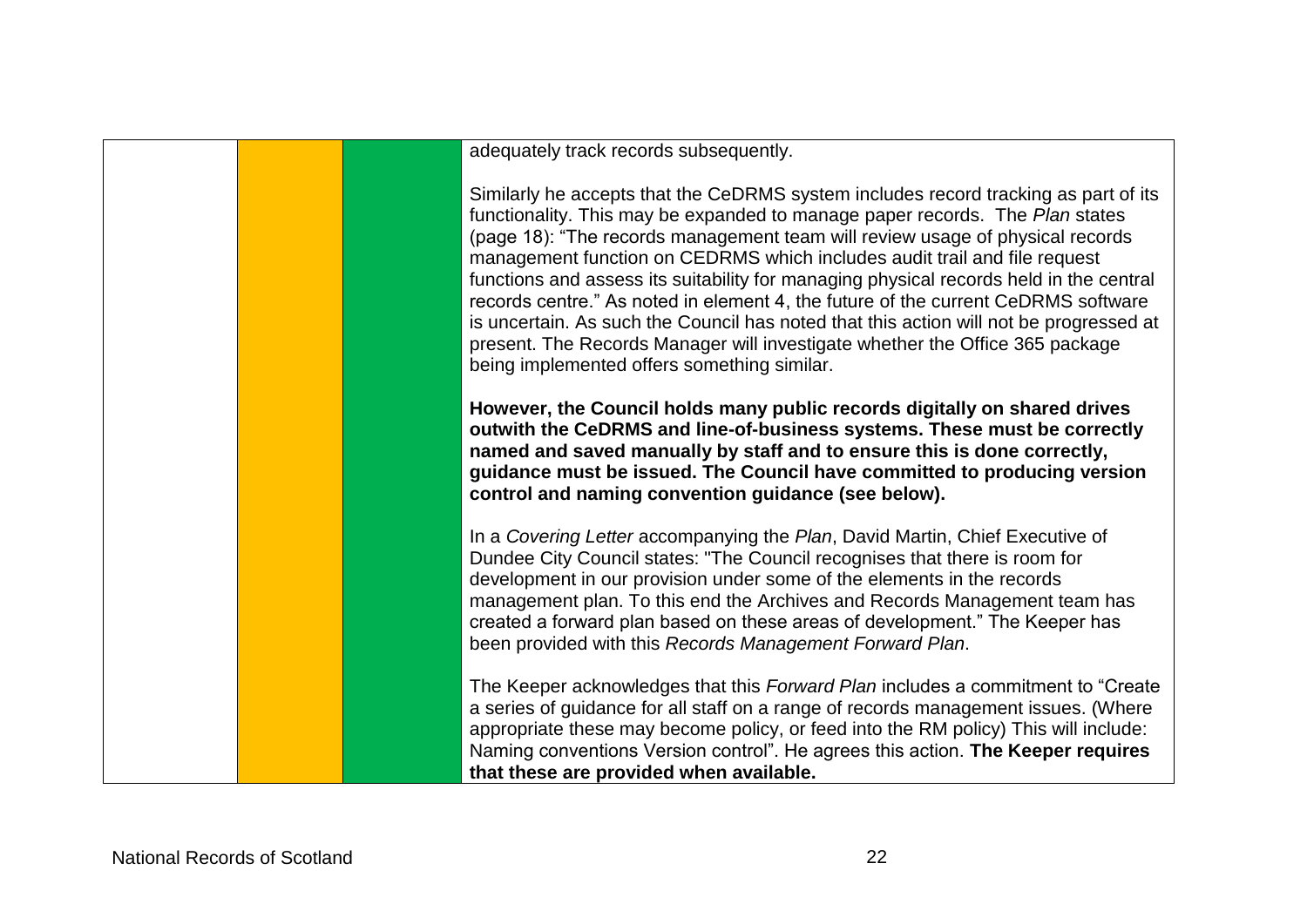| | | | |
|---|---|---|---|
| | | | adequately track records subsequently.<br><br>Similarly he accepts that the CeDRMS system includes record tracking as part of its functionality. This may be expanded to manage paper records. The *Plan* states (page 18): "The records management team will review usage of physical records management function on CEDRMS which includes audit trail and file request functions and assess its suitability for managing physical records held in the central records centre." As noted in element 4, the future of the current CeDRMS software is uncertain. As such the Council has noted that this action will not be progressed at present. The Records Manager will investigate whether the Office 365 package being implemented offers something similar.<br><br>**However, the Council holds many public records digitally on shared drives outwith the CeDRMS and line-of-business systems. These must be correctly named and saved manually by staff and to ensure this is done correctly, guidance must be issued. The Council have committed to producing version control and naming convention guidance (see below).**<br><br>In a *Covering Letter* accompanying the *Plan*, David Martin, Chief Executive of Dundee City Council states: "The Council recognises that there is room for development in our provision under some of the elements in the records management plan. To this end the Archives and Records Management team has created a forward plan based on these areas of development." The Keeper has been provided with this *Records Management Forward Plan*.<br><br>The Keeper acknowledges that this *Forward Plan* includes a commitment to "Create a series of guidance for all staff on a range of records management issues. (Where appropriate these may become policy, or feed into the RM policy) This will include: Naming conventions Version control". He agrees this action. **The Keeper requires that these are provided when available.** |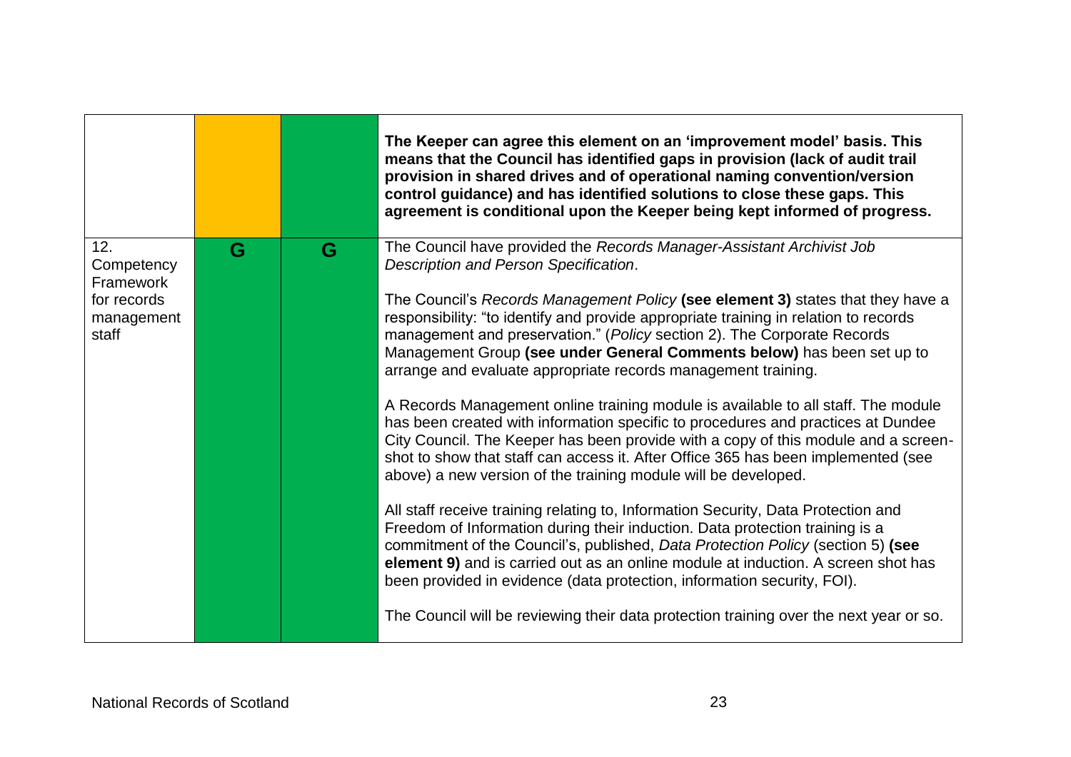| | | | |
|---|---|---|---|
| | | | **The Keeper can agree this element on an 'improvement model' basis. This means that the Council has identified gaps in provision (lack of audit trail provision in shared drives and of operational naming convention/version control guidance) and has identified solutions to close these gaps. This agreement is conditional upon the Keeper being kept informed of progress.** |
| 12. Competency Framework for records management staff | G | G | The Council have provided the *Records Manager-Assistant Archivist Job Description and Person Specification*.<br><br>The Council's *Records Management Policy* **(see element 3)** states that they have a responsibility: "to identify and provide appropriate training in relation to records management and preservation." (*Policy* section 2). The Corporate Records Management Group **(see under General Comments below)** has been set up to arrange and evaluate appropriate records management training.<br><br>A Records Management online training module is available to all staff. The module has been created with information specific to procedures and practices at Dundee City Council. The Keeper has been provide with a copy of this module and a screen-shot to show that staff can access it. After Office 365 has been implemented (see above) a new version of the training module will be developed.<br><br>All staff receive training relating to, Information Security, Data Protection and Freedom of Information during their induction. Data protection training is a commitment of the Council's, published, *Data Protection Policy* (section 5) **(see element 9)** and is carried out as an online module at induction. A screen shot has been provided in evidence (data protection, information security, FOI).<br><br>The Council will be reviewing their data protection training over the next year or so. |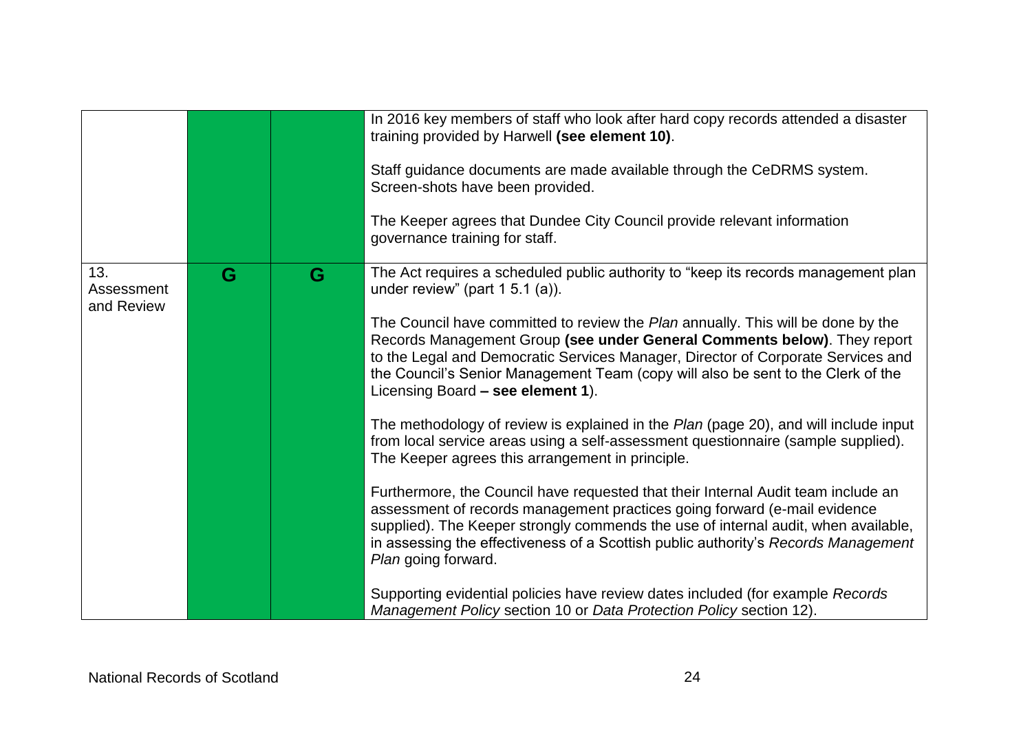| | | | |
|---|---|---|---|
| | | | In 2016 key members of staff who look after hard copy records attended a disaster training provided by Harwell **(see element 10)**.<br><br>Staff guidance documents are made available through the CeDRMS system. Screen-shots have been provided.<br><br>The Keeper agrees that Dundee City Council provide relevant information governance training for staff. |
| 13. Assessment and Review | G | G | The Act requires a scheduled public authority to "keep its records management plan under review" (part 1 5.1 (a)).<br><br>The Council have committed to review the *Plan* annually. This will be done by the Records Management Group **(see under General Comments below)**. They report to the Legal and Democratic Services Manager, Director of Corporate Services and the Council's Senior Management Team (copy will also be sent to the Clerk of the Licensing Board **– see element 1**).<br><br>The methodology of review is explained in the *Plan* (page 20), and will include input from local service areas using a self-assessment questionnaire (sample supplied). The Keeper agrees this arrangement in principle.<br><br>Furthermore, the Council have requested that their Internal Audit team include an assessment of records management practices going forward (e-mail evidence supplied). The Keeper strongly commends the use of internal audit, when available, in assessing the effectiveness of a Scottish public authority's *Records Management Plan* going forward.<br><br>Supporting evidential policies have review dates included (for example *Records Management Policy* section 10 or *Data Protection Policy* section 12). |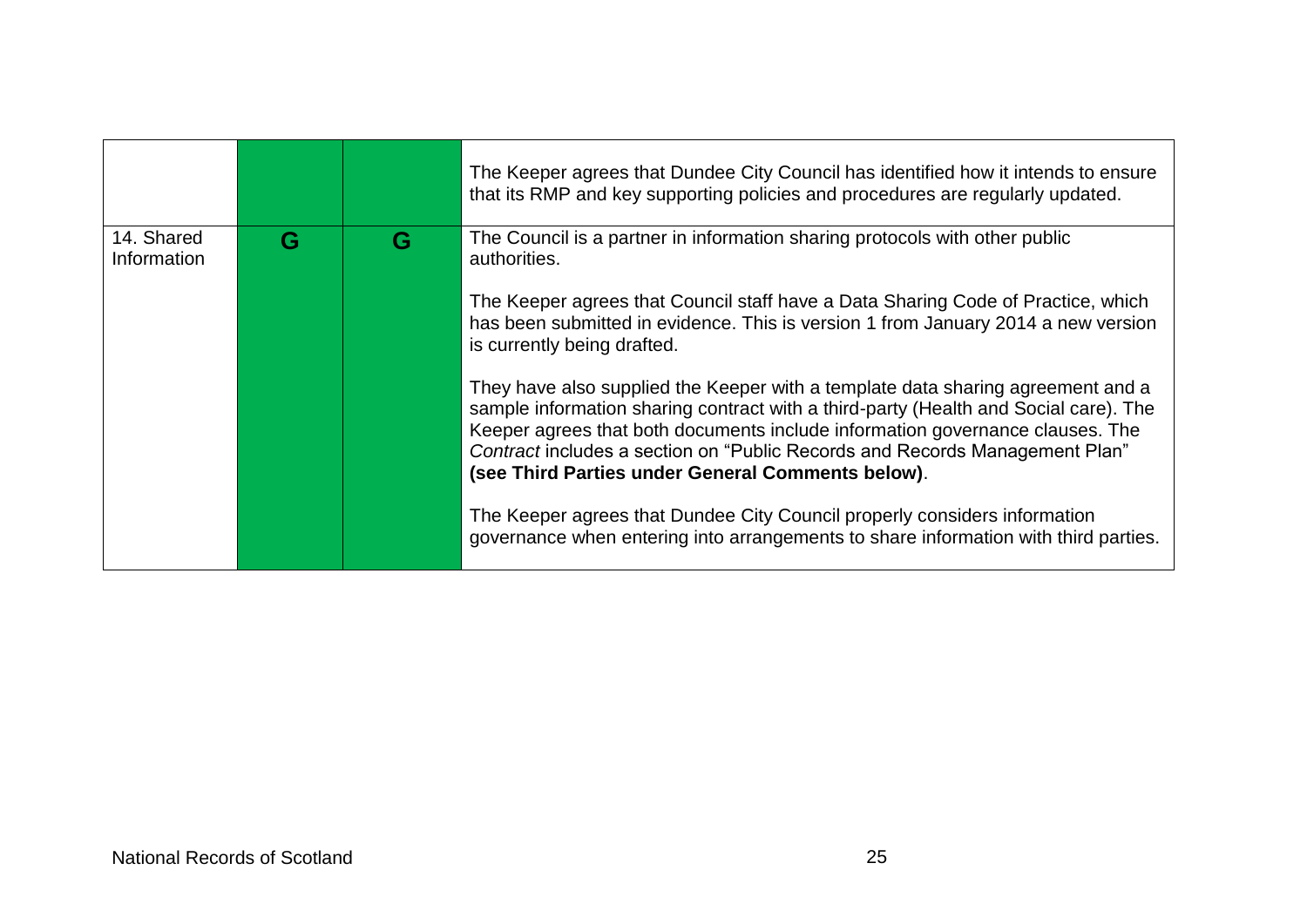| | | | |
|---|---|---|---|
| | | | The Keeper agrees that Dundee City Council has identified how it intends to ensure that its RMP and key supporting policies and procedures are regularly updated. |
| 14. Shared Information | G | G | The Council is a partner in information sharing protocols with other public authorities.<br><br>The Keeper agrees that Council staff have a Data Sharing Code of Practice, which has been submitted in evidence. This is version 1 from January 2014 a new version is currently being drafted.<br><br>They have also supplied the Keeper with a template data sharing agreement and a sample information sharing contract with a third-party (Health and Social care). The Keeper agrees that both documents include information governance clauses. The *Contract* includes a section on "Public Records and Records Management Plan" **(see Third Parties under General Comments below)**.<br><br>The Keeper agrees that Dundee City Council properly considers information governance when entering into arrangements to share information with third parties. |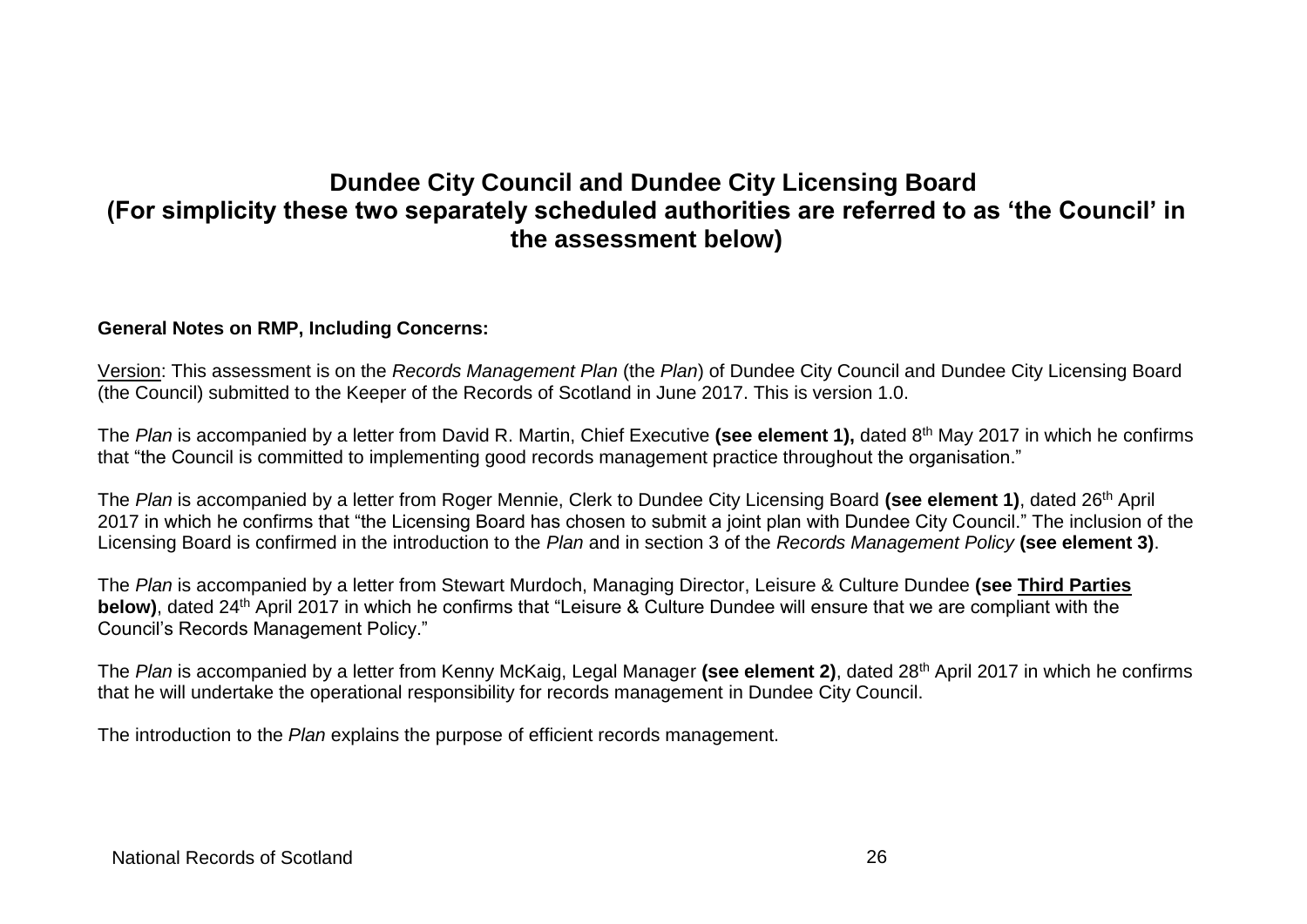# Dundee City Council and Dundee City Licensing Board (For simplicity these two separately scheduled authorities are referred to as 'the Council' in the assessment below)

**General Notes on RMP, Including Concerns:**

Version: This assessment is on the *Records Management Plan* (the *Plan*) of Dundee City Council and Dundee City Licensing Board (the Council) submitted to the Keeper of the Records of Scotland in June 2017. This is version 1.0.

The *Plan* is accompanied by a letter from David R. Martin, Chief Executive **(see element 1),** dated 8th May 2017 in which he confirms that "the Council is committed to implementing good records management practice throughout the organisation."

The *Plan* is accompanied by a letter from Roger Mennie, Clerk to Dundee City Licensing Board **(see element 1)**, dated 26th April 2017 in which he confirms that "the Licensing Board has chosen to submit a joint plan with Dundee City Council." The inclusion of the Licensing Board is confirmed in the introduction to the *Plan* and in section 3 of the *Records Management Policy* **(see element 3)**.

The *Plan* is accompanied by a letter from Stewart Murdoch, Managing Director, Leisure & Culture Dundee **(see Third Parties below)**, dated 24th April 2017 in which he confirms that "Leisure & Culture Dundee will ensure that we are compliant with the Council's Records Management Policy."

The *Plan* is accompanied by a letter from Kenny McKaig, Legal Manager **(see element 2)**, dated 28th April 2017 in which he confirms that he will undertake the operational responsibility for records management in Dundee City Council.

The introduction to the *Plan* explains the purpose of efficient records management.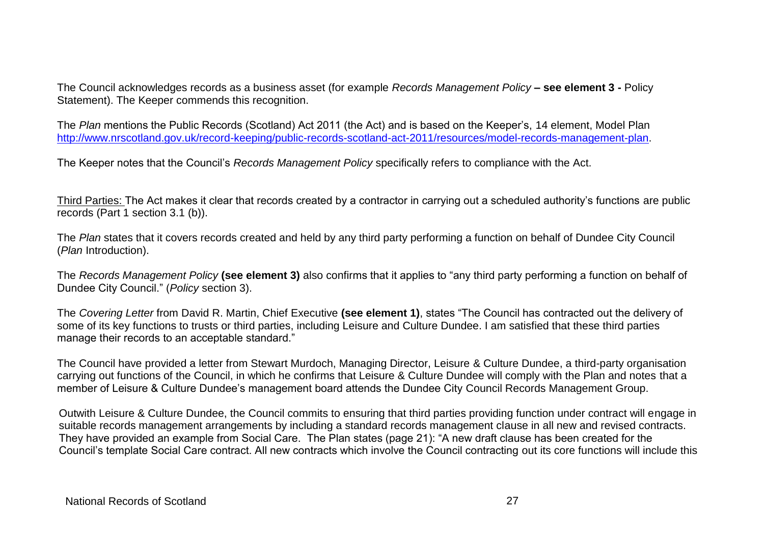The Council acknowledges records as a business asset (for example *Records Management Policy* **– see element 3 -** Policy Statement). The Keeper commends this recognition.

The *Plan* mentions the Public Records (Scotland) Act 2011 (the Act) and is based on the Keeper's, 14 element, Model Plan http://www.nrscotland.gov.uk/record-keeping/public-records-scotland-act-2011/resources/model-records-management-plan.

The Keeper notes that the Council's *Records Management Policy* specifically refers to compliance with the Act.

Third Parties: The Act makes it clear that records created by a contractor in carrying out a scheduled authority's functions are public records (Part 1 section 3.1 (b)).

The *Plan* states that it covers records created and held by any third party performing a function on behalf of Dundee City Council (*Plan* Introduction).

The *Records Management Policy* **(see element 3)** also confirms that it applies to "any third party performing a function on behalf of Dundee City Council." (*Policy* section 3).

The *Covering Letter* from David R. Martin, Chief Executive **(see element 1)**, states "The Council has contracted out the delivery of some of its key functions to trusts or third parties, including Leisure and Culture Dundee. I am satisfied that these third parties manage their records to an acceptable standard."

The Council have provided a letter from Stewart Murdoch, Managing Director, Leisure & Culture Dundee, a third-party organisation carrying out functions of the Council, in which he confirms that Leisure & Culture Dundee will comply with the Plan and notes that a member of Leisure & Culture Dundee's management board attends the Dundee City Council Records Management Group.

Outwith Leisure & Culture Dundee, the Council commits to ensuring that third parties providing function under contract will engage in suitable records management arrangements by including a standard records management clause in all new and revised contracts. They have provided an example from Social Care. The Plan states (page 21): "A new draft clause has been created for the Council's template Social Care contract. All new contracts which involve the Council contracting out its core functions will include this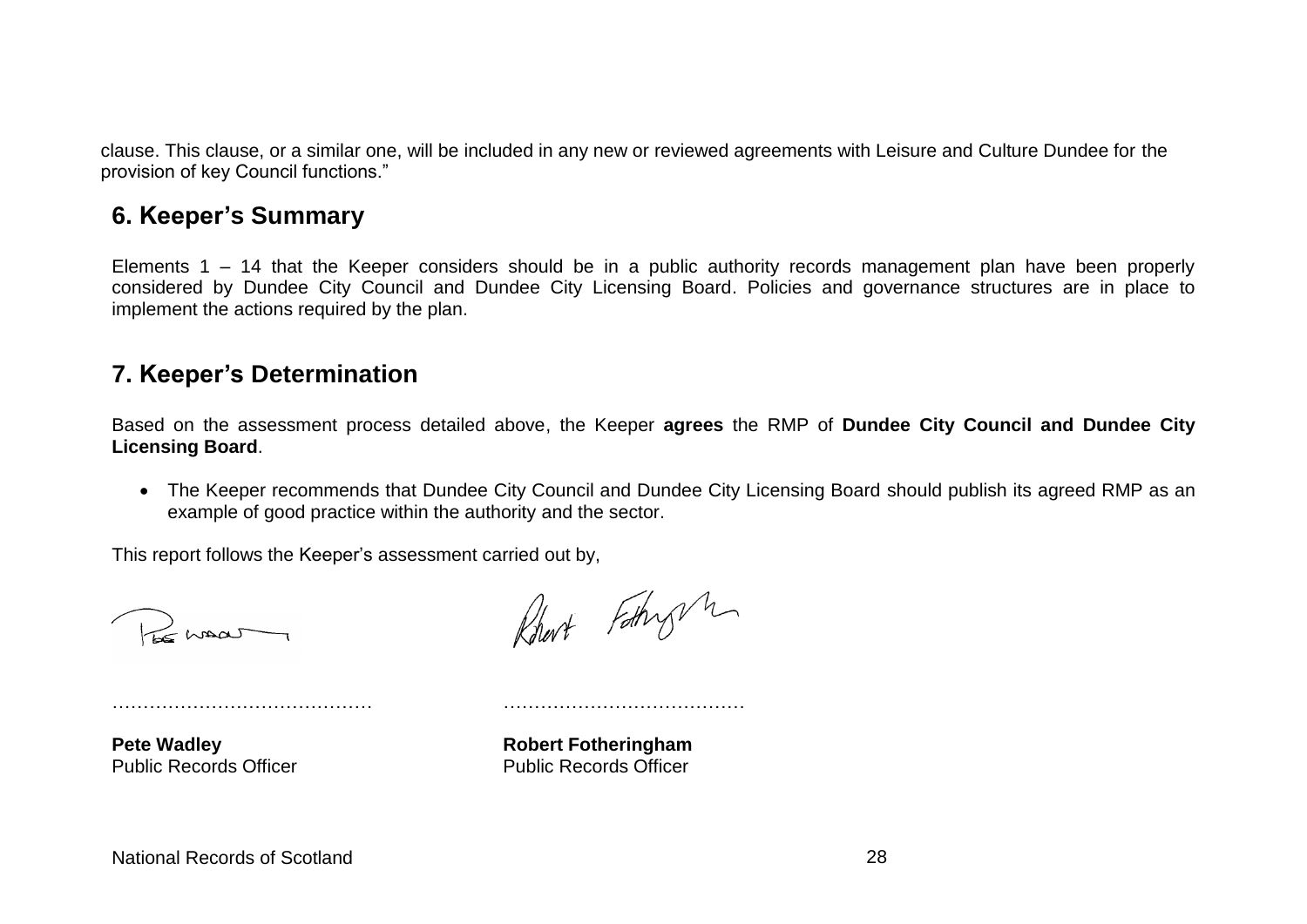clause. This clause, or a similar one, will be included in any new or reviewed agreements with Leisure and Culture Dundee for the provision of key Council functions."

## 6. Keeper's Summary

Elements 1 – 14 that the Keeper considers should be in a public authority records management plan have been properly considered by Dundee City Council and Dundee City Licensing Board. Policies and governance structures are in place to implement the actions required by the plan.

## 7. Keeper's Determination

Based on the assessment process detailed above, the Keeper **agrees** the RMP of **Dundee City Council and Dundee City Licensing Board**.

- The Keeper recommends that Dundee City Council and Dundee City Licensing Board should publish its agreed RMP as an example of good practice within the authority and the sector.

This report follows the Keeper's assessment carried out by,

……………………………………  …………………………………

**Pete Wadley**
Public Records Officer

**Robert Fotheringham**
Public Records Officer

National Records of Scotland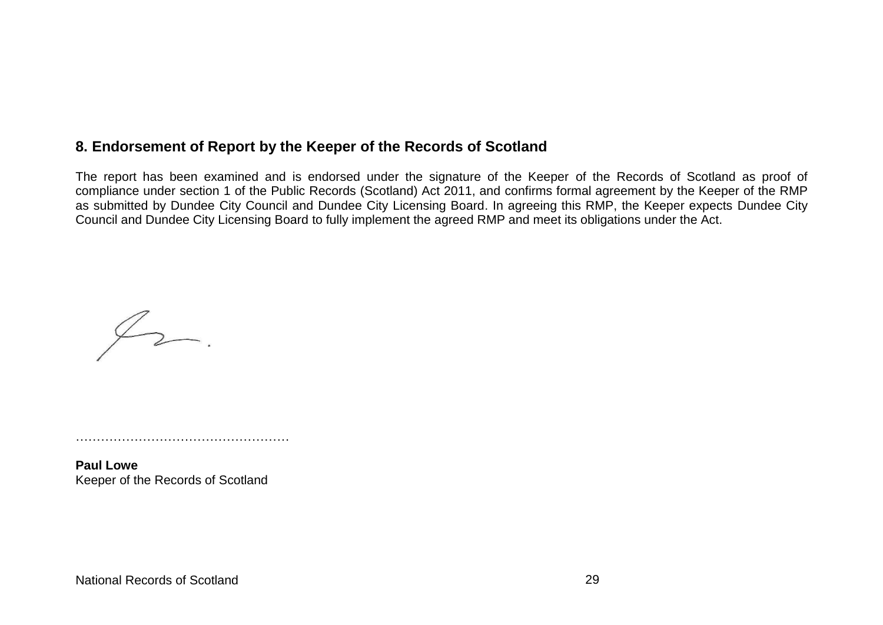## 8. Endorsement of Report by the Keeper of the Records of Scotland

The report has been examined and is endorsed under the signature of the Keeper of the Records of Scotland as proof of compliance under section 1 of the Public Records (Scotland) Act 2011, and confirms formal agreement by the Keeper of the RMP as submitted by Dundee City Council and Dundee City Licensing Board. In agreeing this RMP, the Keeper expects Dundee City Council and Dundee City Licensing Board to fully implement the agreed RMP and meet its obligations under the Act.

……………………………………………

**Paul Lowe**
Keeper of the Records of Scotland